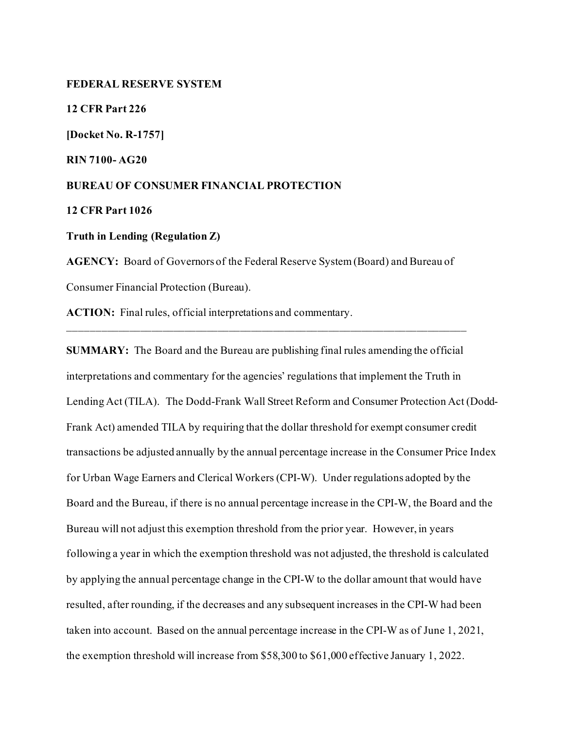**FEDERAL RESERVE SYSTEM**

**12 CFR Part 226**

**[Docket No. R-1757]**

**RIN 7100- AG20**

**BUREAU OF CONSUMER FINANCIAL PROTECTION**

**12 CFR Part 1026**

**Truth in Lending (Regulation Z)**

**AGENCY:** Board of Governors of the Federal Reserve System (Board) and Bureau of Consumer Financial Protection (Bureau).

**ACTION:** Final rules, official interpretations and commentary.

---

**SUMMARY:** The Board and the Bureau are publishing final rules amending the official interpretations and commentary for the agencies' regulations that implement the Truth in Lending Act (TILA). The Dodd-Frank Wall Street Reform and Consumer Protection Act (Dodd-Frank Act) amended TILA by requiring that the dollar threshold for exempt consumer credit transactions be adjusted annually by the annual percentage increase in the Consumer Price Index for Urban Wage Earners and Clerical Workers (CPI-W). Under regulations adopted by the Board and the Bureau, if there is no annual percentage increase in the CPI-W, the Board and the Bureau will not adjust this exemption threshold from the prior year. However, in years following a year in which the exemption threshold was not adjusted, the threshold is calculated by applying the annual percentage change in the CPI-W to the dollar amount that would have resulted, after rounding, if the decreases and any subsequent increases in the CPI-W had been taken into account. Based on the annual percentage increase in the CPI-W as of June 1, 2021, the exemption threshold will increase from $58,300 to $61,000 effective January 1, 2022.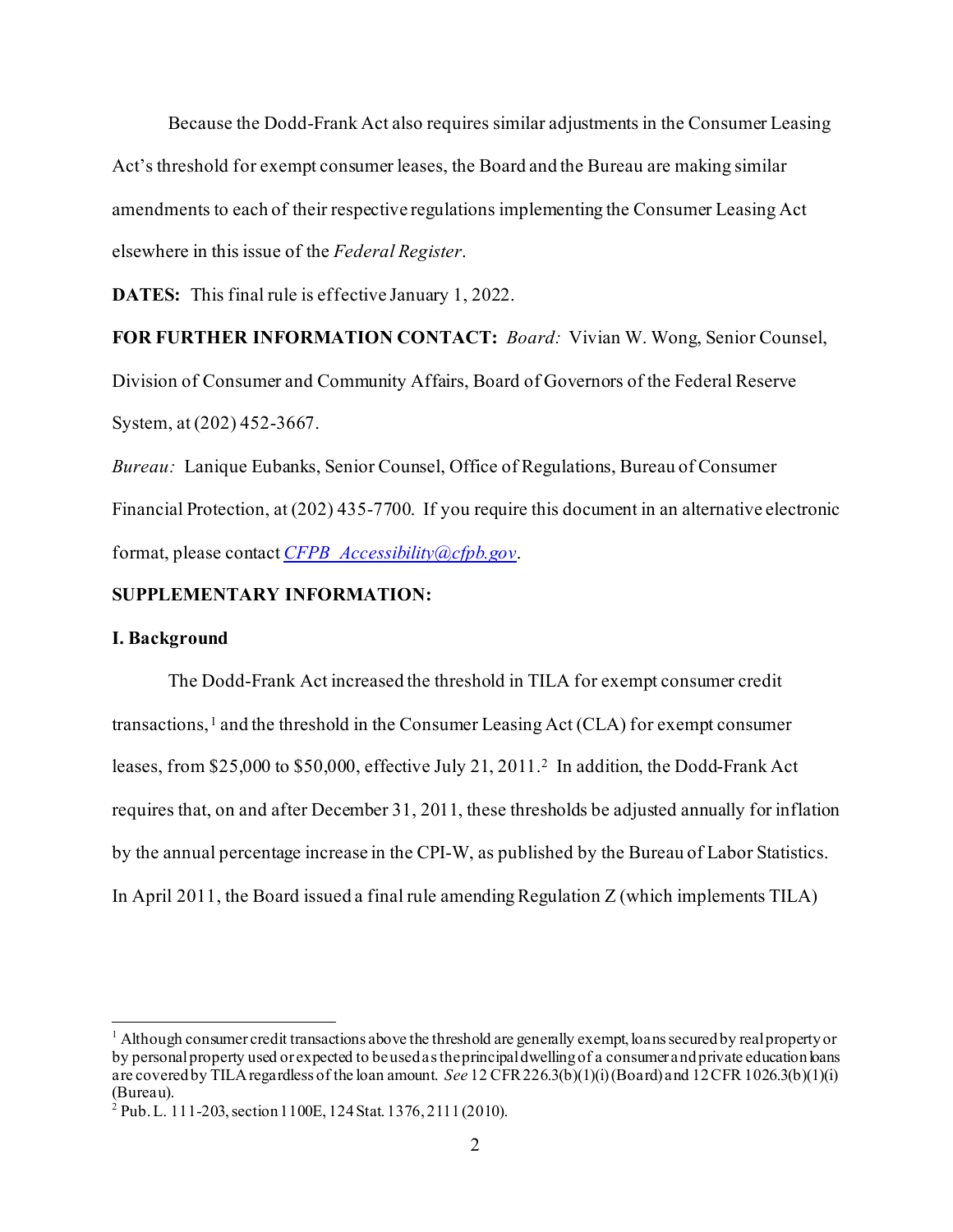Because the Dodd-Frank Act also requires similar adjustments in the Consumer Leasing Act's threshold for exempt consumer leases, the Board and the Bureau are making similar amendments to each of their respective regulations implementing the Consumer Leasing Act elsewhere in this issue of the *Federal Register*.

**DATES:** This final rule is effective January 1, 2022.

**FOR FURTHER INFORMATION CONTACT:** *Board:* Vivian W. Wong, Senior Counsel, Division of Consumer and Community Affairs, Board of Governors of the Federal Reserve System, at (202) 452-3667.

*Bureau:* Lanique Eubanks, Senior Counsel, Office of Regulations, Bureau of Consumer Financial Protection, at (202) 435-7700. If you require this document in an alternative electronic format, please contact CFPB_Accessibility@cfpb.gov.

**SUPPLEMENTARY INFORMATION:**

**I. Background**

The Dodd-Frank Act increased the threshold in TILA for exempt consumer credit transactions,[1] and the threshold in the Consumer Leasing Act (CLA) for exempt consumer leases, from $25,000 to $50,000, effective July 21, 2011.[2] In addition, the Dodd-Frank Act requires that, on and after December 31, 2011, these thresholds be adjusted annually for inflation by the annual percentage increase in the CPI-W, as published by the Bureau of Labor Statistics. In April 2011, the Board issued a final rule amending Regulation Z (which implements TILA)

---

[1] Although consumer credit transactions above the threshold are generally exempt, loans secured by real property or by personal property used or expected to be used as the principal dwelling of a consumer and private education loans are covered by TILA regardless of the loan amount. *See* 12 CFR 226.3(b)(1)(i) (Board) and 12 CFR 1026.3(b)(1)(i) (Bureau).

[2] Pub. L. 111-203, section 1100E, 124 Stat. 1376, 2111 (2010).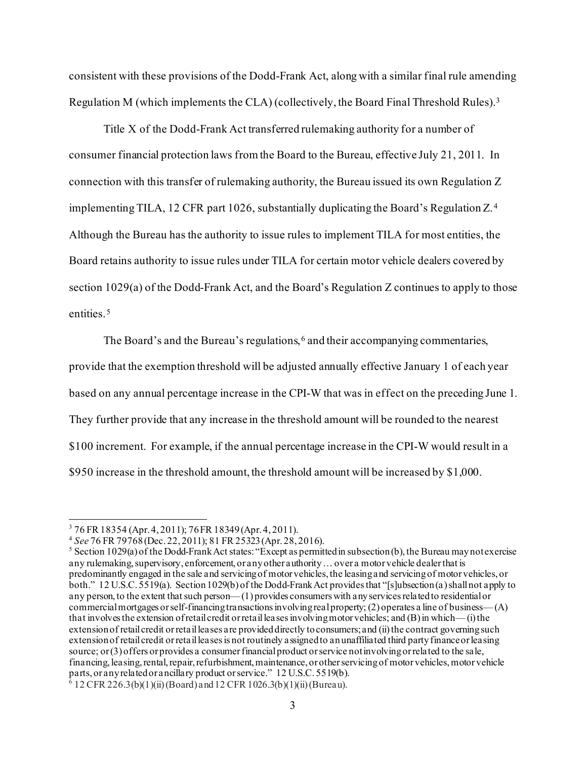consistent with these provisions of the Dodd-Frank Act, along with a similar final rule amending Regulation M (which implements the CLA) (collectively, the Board Final Threshold Rules).[3]

Title X of the Dodd-Frank Act transferred rulemaking authority for a number of consumer financial protection laws from the Board to the Bureau, effective July 21, 2011. In connection with this transfer of rulemaking authority, the Bureau issued its own Regulation Z implementing TILA, 12 CFR part 1026, substantially duplicating the Board's Regulation Z.[4] Although the Bureau has the authority to issue rules to implement TILA for most entities, the Board retains authority to issue rules under TILA for certain motor vehicle dealers covered by section 1029(a) of the Dodd-Frank Act, and the Board's Regulation Z continues to apply to those entities.[5]

The Board's and the Bureau's regulations,[6] and their accompanying commentaries, provide that the exemption threshold will be adjusted annually effective January 1 of each year based on any annual percentage increase in the CPI-W that was in effect on the preceding June 1. They further provide that any increase in the threshold amount will be rounded to the nearest $100 increment. For example, if the annual percentage increase in the CPI-W would result in a $950 increase in the threshold amount, the threshold amount will be increased by $1,000.

---

[3] 76 FR 18354 (Apr. 4, 2011); 76 FR 18349 (Apr. 4, 2011).

[4] *See* 76 FR 79768 (Dec. 22, 2011); 81 FR 25323 (Apr. 28, 2016).

[5] Section 1029(a) of the Dodd-Frank Act states: "Except as permitted in subsection (b), the Bureau may not exercise any rulemaking, supervisory, enforcement, or any other authority … over a motor vehicle dealer that is predominantly engaged in the sale and servicing of motor vehicles, the leasing and servicing of motor vehicles, or both." 12 U.S.C. 5519(a). Section 1029(b) of the Dodd-Frank Act provides that "[s]ubsection (a) shall not apply to any person, to the extent that such person— (1) provides consumers with any services related to residential or commercial mortgages or self-financing transactions involving real property; (2) operates a line of business— (A) that involves the extension of retail credit or retail leases involving motor vehicles; and (B) in which— (i) the extension of retail credit or retail leases are provided directly to consumers; and (ii) the contract governing such extension of retail credit or retail leases is not routinely assigned to an unaffiliated third party finance or leasing source; or (3) offers or provides a consumer financial product or service not involving or related to the sale, financing, leasing, rental, repair, refurbishment, maintenance, or other servicing of motor vehicles, motor vehicle parts, or any related or ancillary product or service." 12 U.S.C. 5519(b).

[6] 12 CFR 226.3(b)(1)(ii) (Board) and 12 CFR 1026.3(b)(1)(ii) (Bureau).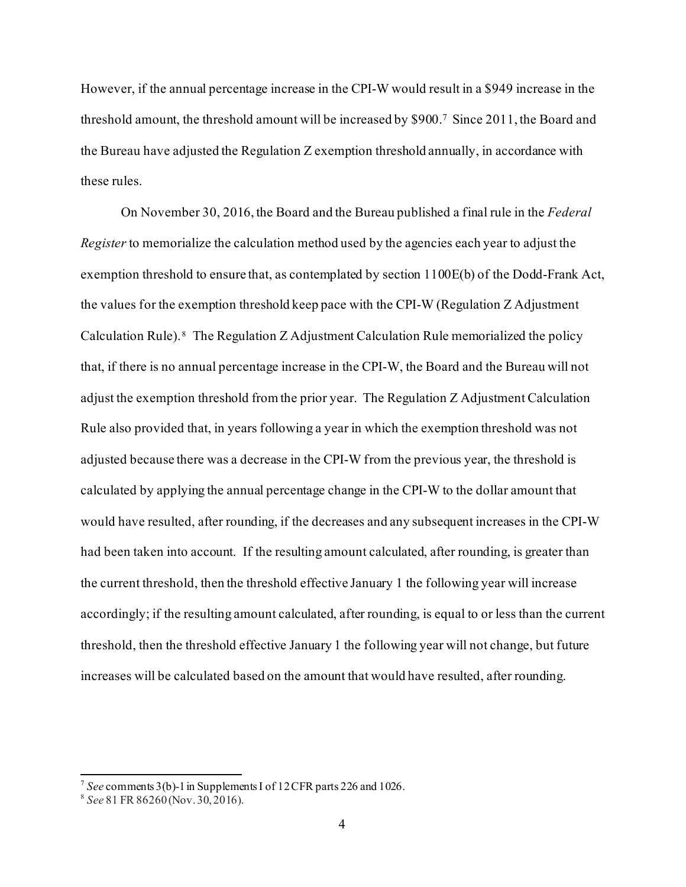However, if the annual percentage increase in the CPI-W would result in a $949 increase in the threshold amount, the threshold amount will be increased by $900.[7] Since 2011, the Board and the Bureau have adjusted the Regulation Z exemption threshold annually, in accordance with these rules.

On November 30, 2016, the Board and the Bureau published a final rule in the *Federal Register* to memorialize the calculation method used by the agencies each year to adjust the exemption threshold to ensure that, as contemplated by section 1100E(b) of the Dodd-Frank Act, the values for the exemption threshold keep pace with the CPI-W (Regulation Z Adjustment Calculation Rule).[8] The Regulation Z Adjustment Calculation Rule memorialized the policy that, if there is no annual percentage increase in the CPI-W, the Board and the Bureau will not adjust the exemption threshold from the prior year. The Regulation Z Adjustment Calculation Rule also provided that, in years following a year in which the exemption threshold was not adjusted because there was a decrease in the CPI-W from the previous year, the threshold is calculated by applying the annual percentage change in the CPI-W to the dollar amount that would have resulted, after rounding, if the decreases and any subsequent increases in the CPI-W had been taken into account. If the resulting amount calculated, after rounding, is greater than the current threshold, then the threshold effective January 1 the following year will increase accordingly; if the resulting amount calculated, after rounding, is equal to or less than the current threshold, then the threshold effective January 1 the following year will not change, but future increases will be calculated based on the amount that would have resulted, after rounding.

---

[7] *See* comments 3(b)-1 in Supplements I of 12 CFR parts 226 and 1026.

[8] *See* 81 FR 86260 (Nov. 30, 2016).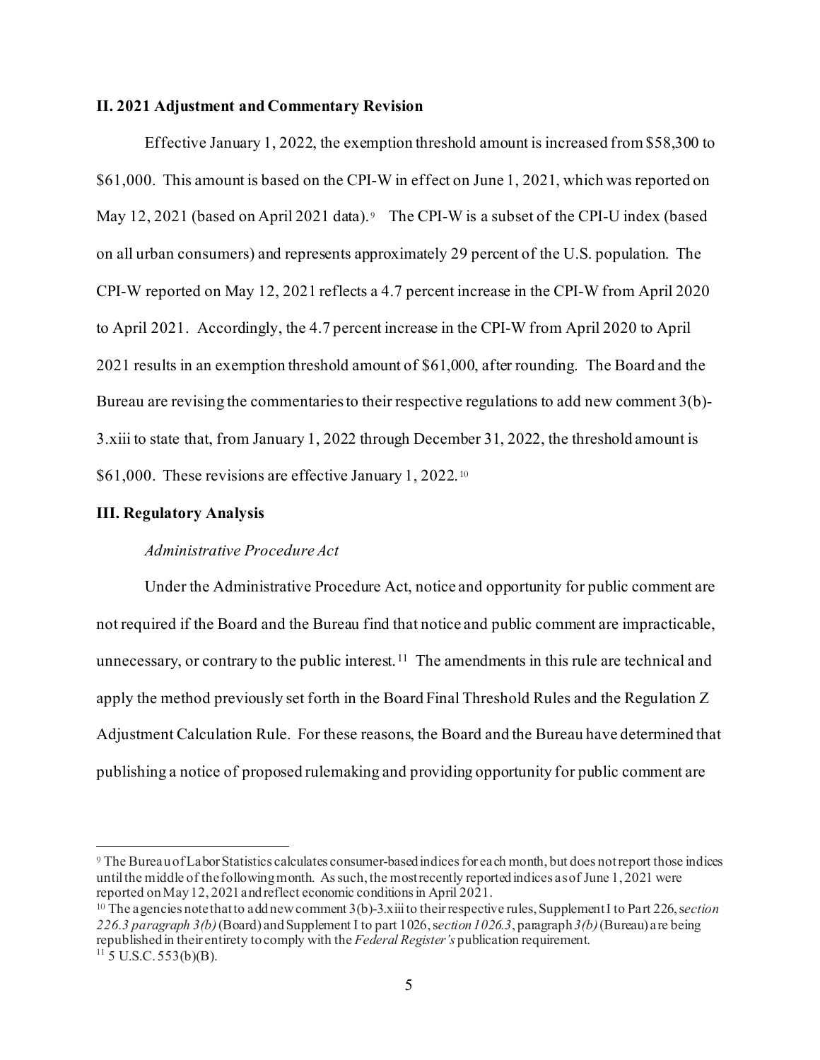## II. 2021 Adjustment and Commentary Revision

Effective January 1, 2022, the exemption threshold amount is increased from $58,300 to $61,000. This amount is based on the CPI-W in effect on June 1, 2021, which was reported on May 12, 2021 (based on April 2021 data).[9] The CPI-W is a subset of the CPI-U index (based on all urban consumers) and represents approximately 29 percent of the U.S. population. The CPI-W reported on May 12, 2021 reflects a 4.7 percent increase in the CPI-W from April 2020 to April 2021. Accordingly, the 4.7 percent increase in the CPI-W from April 2020 to April 2021 results in an exemption threshold amount of $61,000, after rounding. The Board and the Bureau are revising the commentaries to their respective regulations to add new comment 3(b)-3.xiii to state that, from January 1, 2022 through December 31, 2022, the threshold amount is $61,000. These revisions are effective January 1, 2022.[10]

## III. Regulatory Analysis

*Administrative Procedure Act*

Under the Administrative Procedure Act, notice and opportunity for public comment are not required if the Board and the Bureau find that notice and public comment are impracticable, unnecessary, or contrary to the public interest.[11] The amendments in this rule are technical and apply the method previously set forth in the Board Final Threshold Rules and the Regulation Z Adjustment Calculation Rule. For these reasons, the Board and the Bureau have determined that publishing a notice of proposed rulemaking and providing opportunity for public comment are

---

[9] The Bureau of Labor Statistics calculates consumer-based indices for each month, but does not report those indices until the middle of the following month. As such, the most recently reported indices as of June 1, 2021 were reported on May 12, 2021 and reflect economic conditions in April 2021.

[10] The agencies note that to add new comment 3(b)-3.xiii to their respective rules, Supplement I to Part 226, *section 226.3 paragraph 3(b)* (Board) and Supplement I to part 1026, *section 1026.3*, paragraph *3(b)* (Bureau) are being republished in their entirety to comply with the *Federal Register's* publication requirement.

[11] 5 U.S.C. 553(b)(B).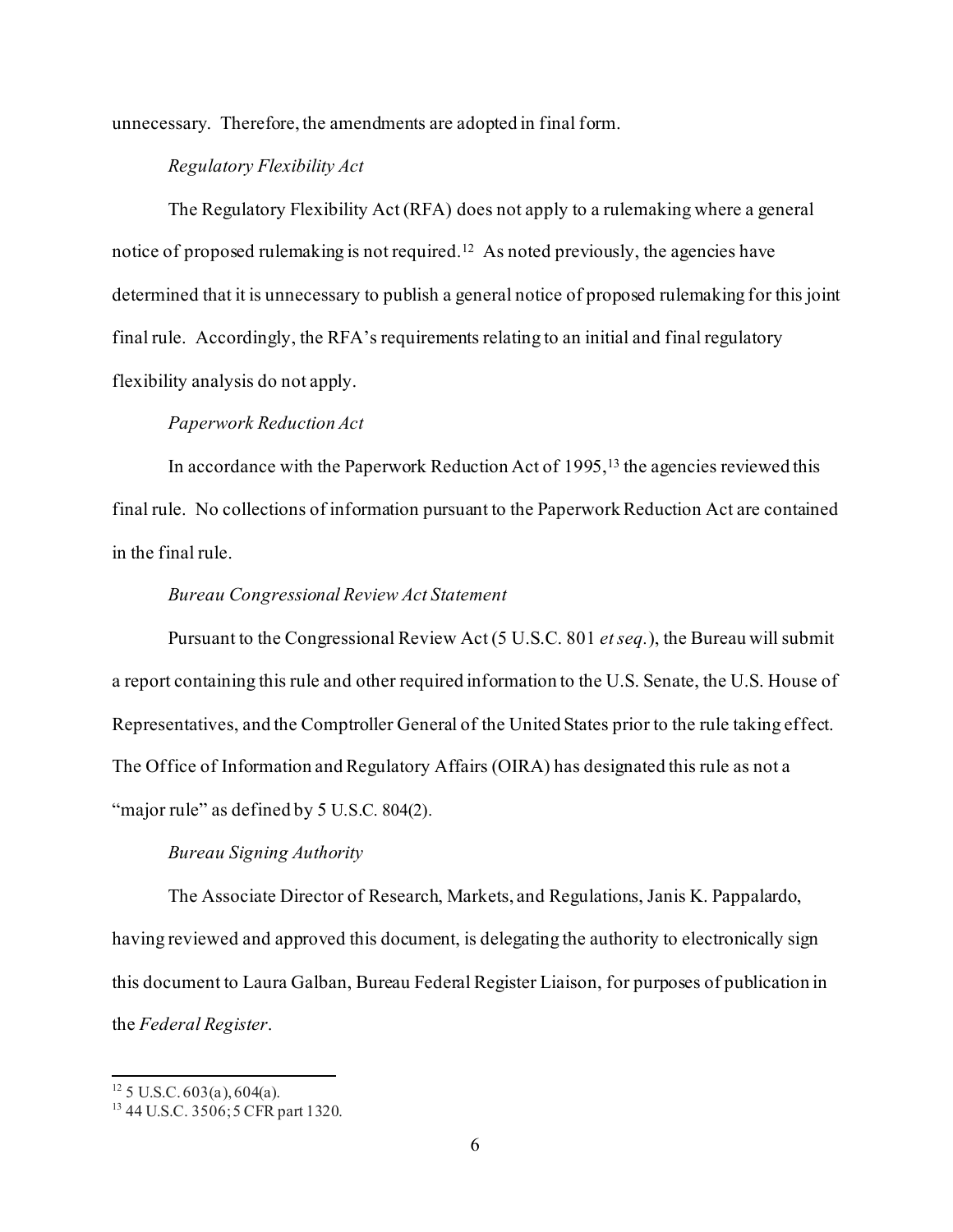unnecessary. Therefore, the amendments are adopted in final form.

*Regulatory Flexibility Act*

The Regulatory Flexibility Act (RFA) does not apply to a rulemaking where a general notice of proposed rulemaking is not required.[12] As noted previously, the agencies have determined that it is unnecessary to publish a general notice of proposed rulemaking for this joint final rule. Accordingly, the RFA's requirements relating to an initial and final regulatory flexibility analysis do not apply.

*Paperwork Reduction Act*

In accordance with the Paperwork Reduction Act of 1995,[13] the agencies reviewed this final rule. No collections of information pursuant to the Paperwork Reduction Act are contained in the final rule.

*Bureau Congressional Review Act Statement*

Pursuant to the Congressional Review Act (5 U.S.C. 801 *et seq.*), the Bureau will submit a report containing this rule and other required information to the U.S. Senate, the U.S. House of Representatives, and the Comptroller General of the United States prior to the rule taking effect. The Office of Information and Regulatory Affairs (OIRA) has designated this rule as not a "major rule" as defined by 5 U.S.C. 804(2).

*Bureau Signing Authority*

The Associate Director of Research, Markets, and Regulations, Janis K. Pappalardo, having reviewed and approved this document, is delegating the authority to electronically sign this document to Laura Galban, Bureau Federal Register Liaison, for purposes of publication in the *Federal Register*.

---

[12] 5 U.S.C. 603(a), 604(a).

[13] 44 U.S.C. 3506; 5 CFR part 1320.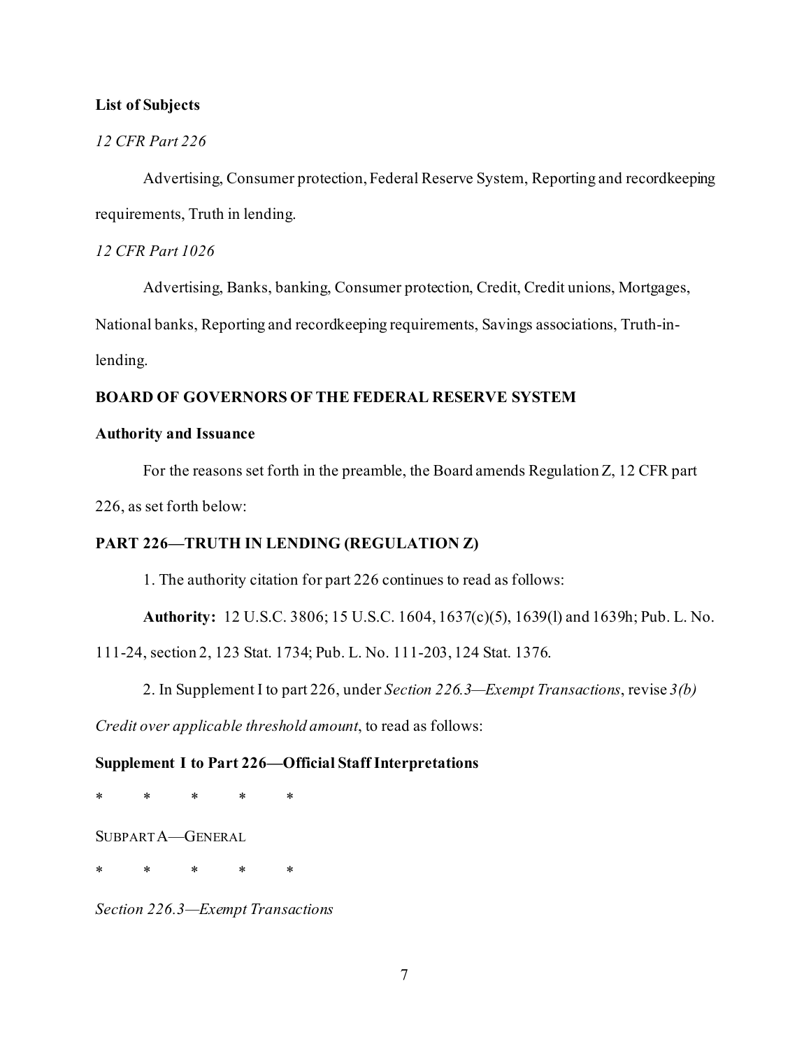**List of Subjects**

*12 CFR Part 226*

Advertising, Consumer protection, Federal Reserve System, Reporting and recordkeeping requirements, Truth in lending.

*12 CFR Part 1026*

Advertising, Banks, banking, Consumer protection, Credit, Credit unions, Mortgages, National banks, Reporting and recordkeeping requirements, Savings associations, Truth-in-lending.

**BOARD OF GOVERNORS OF THE FEDERAL RESERVE SYSTEM**

**Authority and Issuance**

For the reasons set forth in the preamble, the Board amends Regulation Z, 12 CFR part 226, as set forth below:

**PART 226—TRUTH IN LENDING (REGULATION Z)**

1. The authority citation for part 226 continues to read as follows:

**Authority:** 12 U.S.C. 3806; 15 U.S.C. 1604, 1637(c)(5), 1639(l) and 1639h; Pub. L. No. 111-24, section 2, 123 Stat. 1734; Pub. L. No. 111-203, 124 Stat. 1376.

2. In Supplement I to part 226, under *Section 226.3—Exempt Transactions*, revise *3(b) Credit over applicable threshold amount*, to read as follows:

**Supplement I to Part 226—Official Staff Interpretations**

\* \* \* \* \*

SUBPART A—GENERAL

\* \* \* \* \*

*Section 226.3—Exempt Transactions*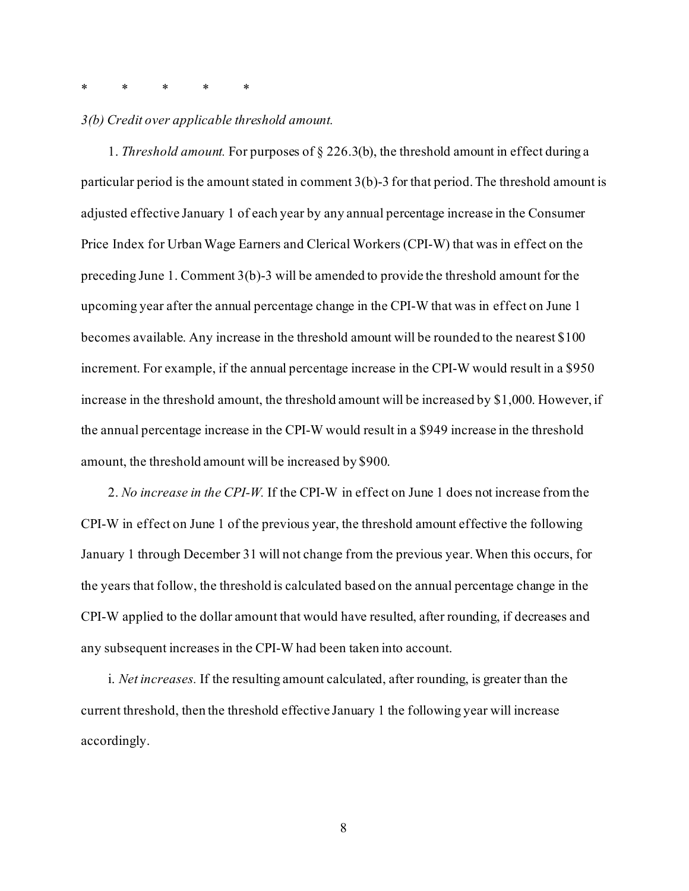*     *     *     *     *

*3(b) Credit over applicable threshold amount.*

1. *Threshold amount.* For purposes of § 226.3(b), the threshold amount in effect during a particular period is the amount stated in comment 3(b)-3 for that period. The threshold amount is adjusted effective January 1 of each year by any annual percentage increase in the Consumer Price Index for Urban Wage Earners and Clerical Workers (CPI-W) that was in effect on the preceding June 1. Comment 3(b)-3 will be amended to provide the threshold amount for the upcoming year after the annual percentage change in the CPI-W that was in effect on June 1 becomes available. Any increase in the threshold amount will be rounded to the nearest $100 increment. For example, if the annual percentage increase in the CPI-W would result in a $950 increase in the threshold amount, the threshold amount will be increased by $1,000. However, if the annual percentage increase in the CPI-W would result in a $949 increase in the threshold amount, the threshold amount will be increased by $900.

2. *No increase in the CPI-W.* If the CPI-W in effect on June 1 does not increase from the CPI-W in effect on June 1 of the previous year, the threshold amount effective the following January 1 through December 31 will not change from the previous year. When this occurs, for the years that follow, the threshold is calculated based on the annual percentage change in the CPI-W applied to the dollar amount that would have resulted, after rounding, if decreases and any subsequent increases in the CPI-W had been taken into account.

i. *Net increases.* If the resulting amount calculated, after rounding, is greater than the current threshold, then the threshold effective January 1 the following year will increase accordingly.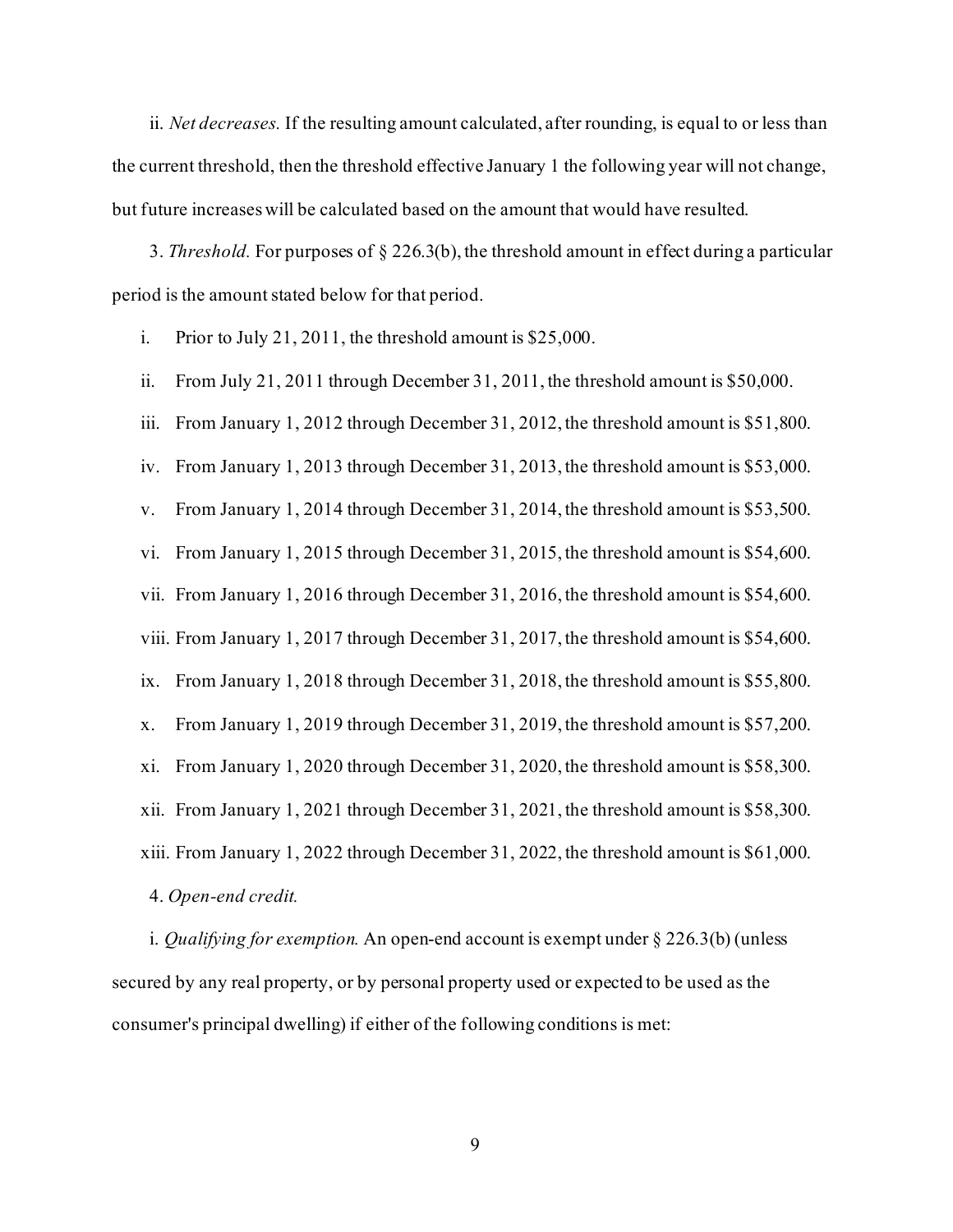ii. *Net decreases.* If the resulting amount calculated, after rounding, is equal to or less than the current threshold, then the threshold effective January 1 the following year will not change, but future increases will be calculated based on the amount that would have resulted.

3. *Threshold.* For purposes of § 226.3(b), the threshold amount in effect during a particular period is the amount stated below for that period.

i. Prior to July 21, 2011, the threshold amount is $25,000.

ii. From July 21, 2011 through December 31, 2011, the threshold amount is $50,000.

iii. From January 1, 2012 through December 31, 2012, the threshold amount is $51,800.

iv. From January 1, 2013 through December 31, 2013, the threshold amount is $53,000.

v. From January 1, 2014 through December 31, 2014, the threshold amount is $53,500.

vi. From January 1, 2015 through December 31, 2015, the threshold amount is $54,600.

vii. From January 1, 2016 through December 31, 2016, the threshold amount is $54,600.

viii. From January 1, 2017 through December 31, 2017, the threshold amount is $54,600.

ix. From January 1, 2018 through December 31, 2018, the threshold amount is $55,800.

x. From January 1, 2019 through December 31, 2019, the threshold amount is $57,200.

xi. From January 1, 2020 through December 31, 2020, the threshold amount is $58,300.

xii. From January 1, 2021 through December 31, 2021, the threshold amount is $58,300.

xiii. From January 1, 2022 through December 31, 2022, the threshold amount is $61,000.

4. *Open-end credit.*

i. *Qualifying for exemption.* An open-end account is exempt under § 226.3(b) (unless secured by any real property, or by personal property used or expected to be used as the consumer's principal dwelling) if either of the following conditions is met: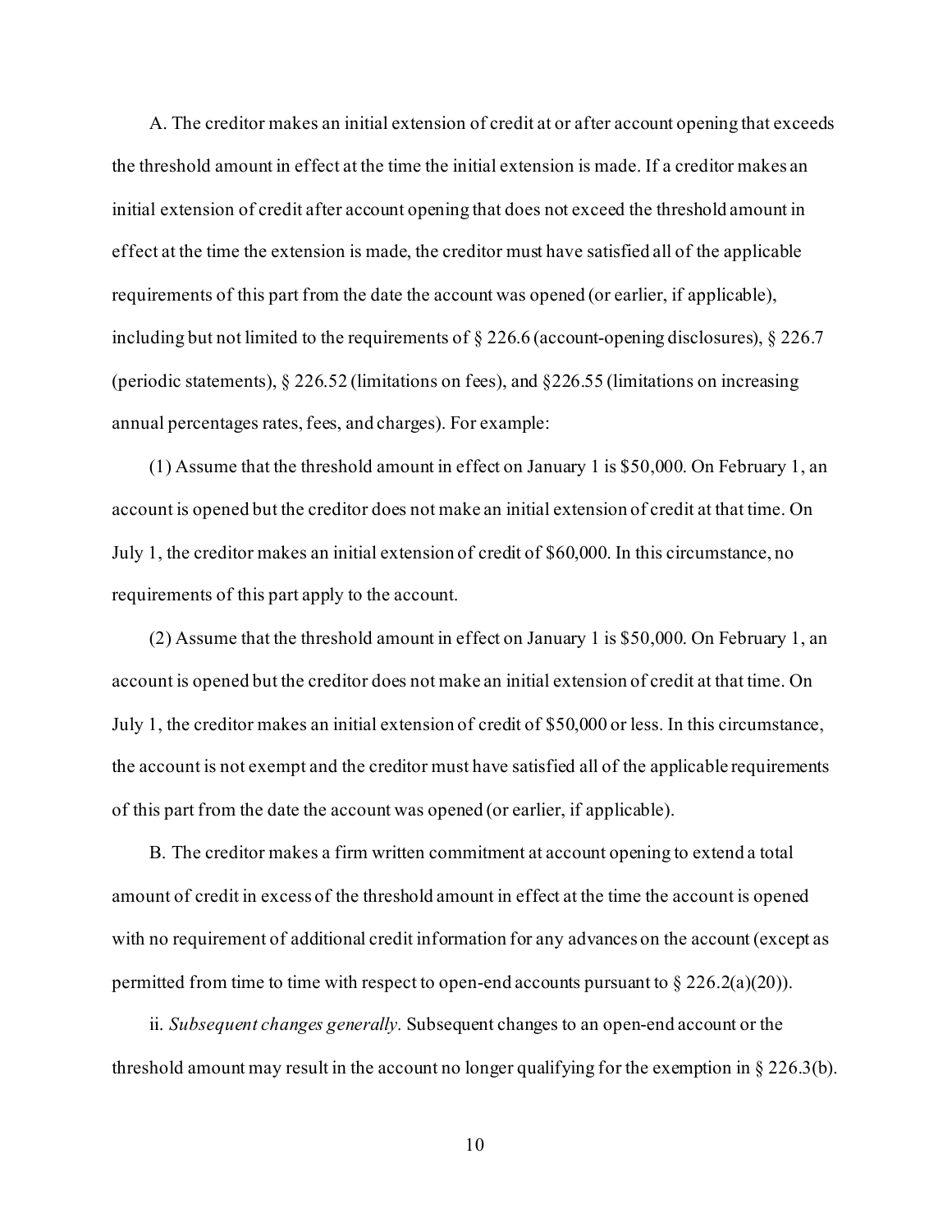A. The creditor makes an initial extension of credit at or after account opening that exceeds the threshold amount in effect at the time the initial extension is made. If a creditor makes an initial extension of credit after account opening that does not exceed the threshold amount in effect at the time the extension is made, the creditor must have satisfied all of the applicable requirements of this part from the date the account was opened (or earlier, if applicable), including but not limited to the requirements of § 226.6 (account-opening disclosures), § 226.7 (periodic statements), § 226.52 (limitations on fees), and §226.55 (limitations on increasing annual percentages rates, fees, and charges). For example:

(1) Assume that the threshold amount in effect on January 1 is $50,000. On February 1, an account is opened but the creditor does not make an initial extension of credit at that time. On July 1, the creditor makes an initial extension of credit of $60,000. In this circumstance, no requirements of this part apply to the account.

(2) Assume that the threshold amount in effect on January 1 is $50,000. On February 1, an account is opened but the creditor does not make an initial extension of credit at that time. On July 1, the creditor makes an initial extension of credit of $50,000 or less. In this circumstance, the account is not exempt and the creditor must have satisfied all of the applicable requirements of this part from the date the account was opened (or earlier, if applicable).

B. The creditor makes a firm written commitment at account opening to extend a total amount of credit in excess of the threshold amount in effect at the time the account is opened with no requirement of additional credit information for any advances on the account (except as permitted from time to time with respect to open-end accounts pursuant to § 226.2(a)(20)).

ii. *Subsequent changes generally.* Subsequent changes to an open-end account or the threshold amount may result in the account no longer qualifying for the exemption in § 226.3(b).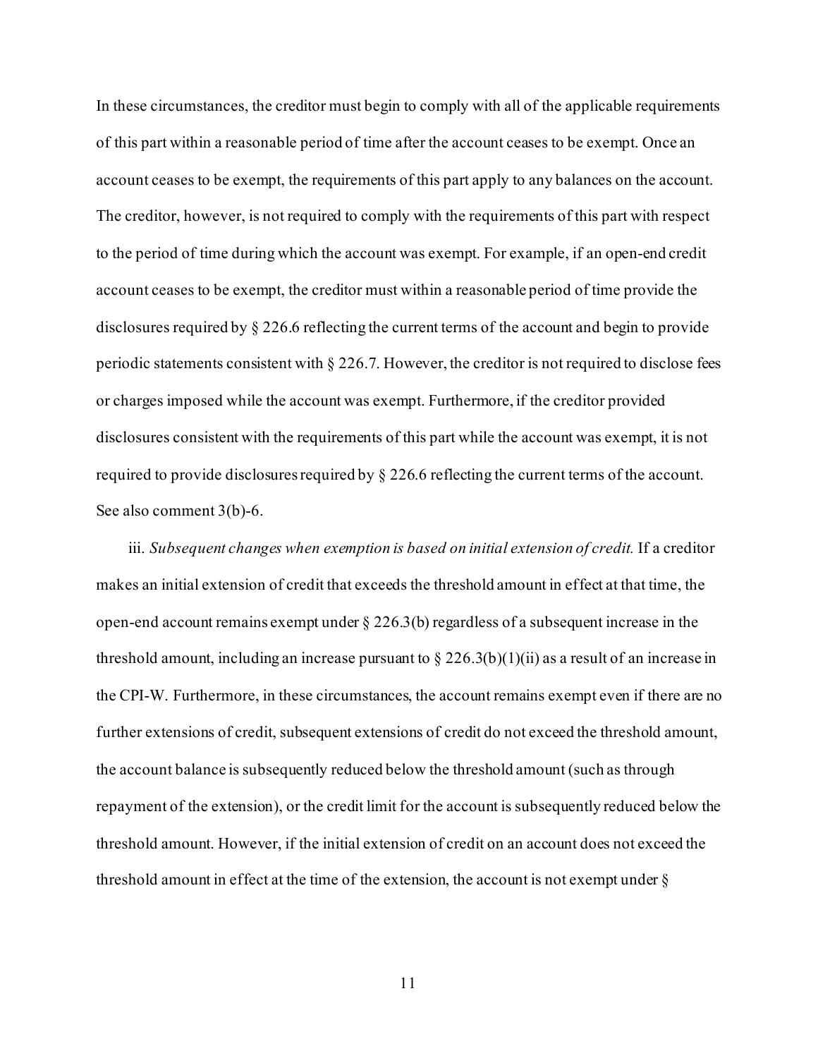In these circumstances, the creditor must begin to comply with all of the applicable requirements of this part within a reasonable period of time after the account ceases to be exempt. Once an account ceases to be exempt, the requirements of this part apply to any balances on the account. The creditor, however, is not required to comply with the requirements of this part with respect to the period of time during which the account was exempt. For example, if an open-end credit account ceases to be exempt, the creditor must within a reasonable period of time provide the disclosures required by § 226.6 reflecting the current terms of the account and begin to provide periodic statements consistent with § 226.7. However, the creditor is not required to disclose fees or charges imposed while the account was exempt. Furthermore, if the creditor provided disclosures consistent with the requirements of this part while the account was exempt, it is not required to provide disclosures required by § 226.6 reflecting the current terms of the account. See also comment 3(b)-6.

iii. *Subsequent changes when exemption is based on initial extension of credit.* If a creditor makes an initial extension of credit that exceeds the threshold amount in effect at that time, the open-end account remains exempt under § 226.3(b) regardless of a subsequent increase in the threshold amount, including an increase pursuant to § 226.3(b)(1)(ii) as a result of an increase in the CPI-W. Furthermore, in these circumstances, the account remains exempt even if there are no further extensions of credit, subsequent extensions of credit do not exceed the threshold amount, the account balance is subsequently reduced below the threshold amount (such as through repayment of the extension), or the credit limit for the account is subsequently reduced below the threshold amount. However, if the initial extension of credit on an account does not exceed the threshold amount in effect at the time of the extension, the account is not exempt under §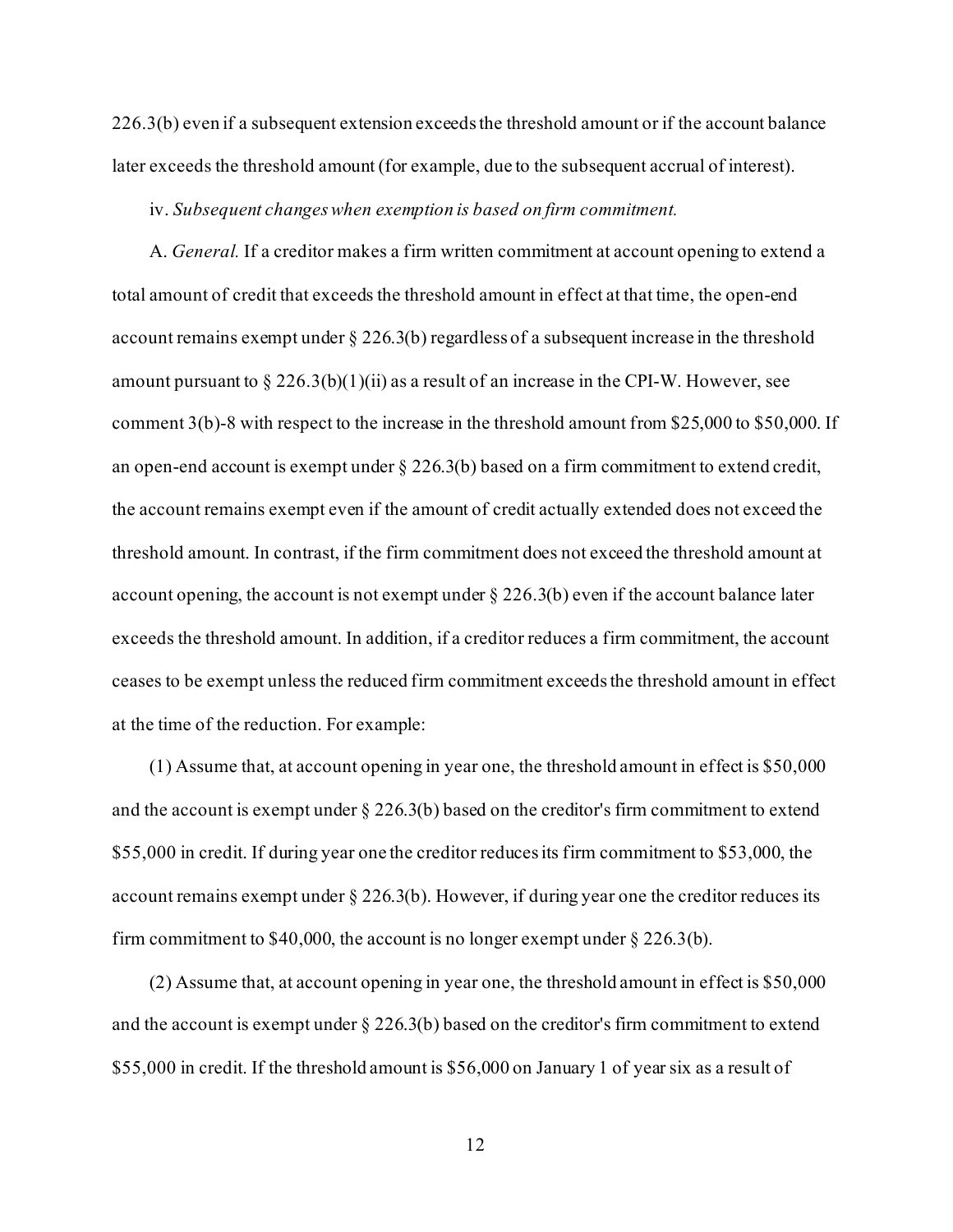226.3(b) even if a subsequent extension exceeds the threshold amount or if the account balance later exceeds the threshold amount (for example, due to the subsequent accrual of interest).

iv. *Subsequent changes when exemption is based on firm commitment.*

A. *General.* If a creditor makes a firm written commitment at account opening to extend a total amount of credit that exceeds the threshold amount in effect at that time, the open-end account remains exempt under § 226.3(b) regardless of a subsequent increase in the threshold amount pursuant to § 226.3(b)(1)(ii) as a result of an increase in the CPI-W. However, see comment 3(b)-8 with respect to the increase in the threshold amount from $25,000 to $50,000. If an open-end account is exempt under § 226.3(b) based on a firm commitment to extend credit, the account remains exempt even if the amount of credit actually extended does not exceed the threshold amount. In contrast, if the firm commitment does not exceed the threshold amount at account opening, the account is not exempt under § 226.3(b) even if the account balance later exceeds the threshold amount. In addition, if a creditor reduces a firm commitment, the account ceases to be exempt unless the reduced firm commitment exceeds the threshold amount in effect at the time of the reduction. For example:

(1) Assume that, at account opening in year one, the threshold amount in effect is $50,000 and the account is exempt under § 226.3(b) based on the creditor's firm commitment to extend $55,000 in credit. If during year one the creditor reduces its firm commitment to $53,000, the account remains exempt under § 226.3(b). However, if during year one the creditor reduces its firm commitment to $40,000, the account is no longer exempt under § 226.3(b).

(2) Assume that, at account opening in year one, the threshold amount in effect is $50,000 and the account is exempt under § 226.3(b) based on the creditor's firm commitment to extend $55,000 in credit. If the threshold amount is $56,000 on January 1 of year six as a result of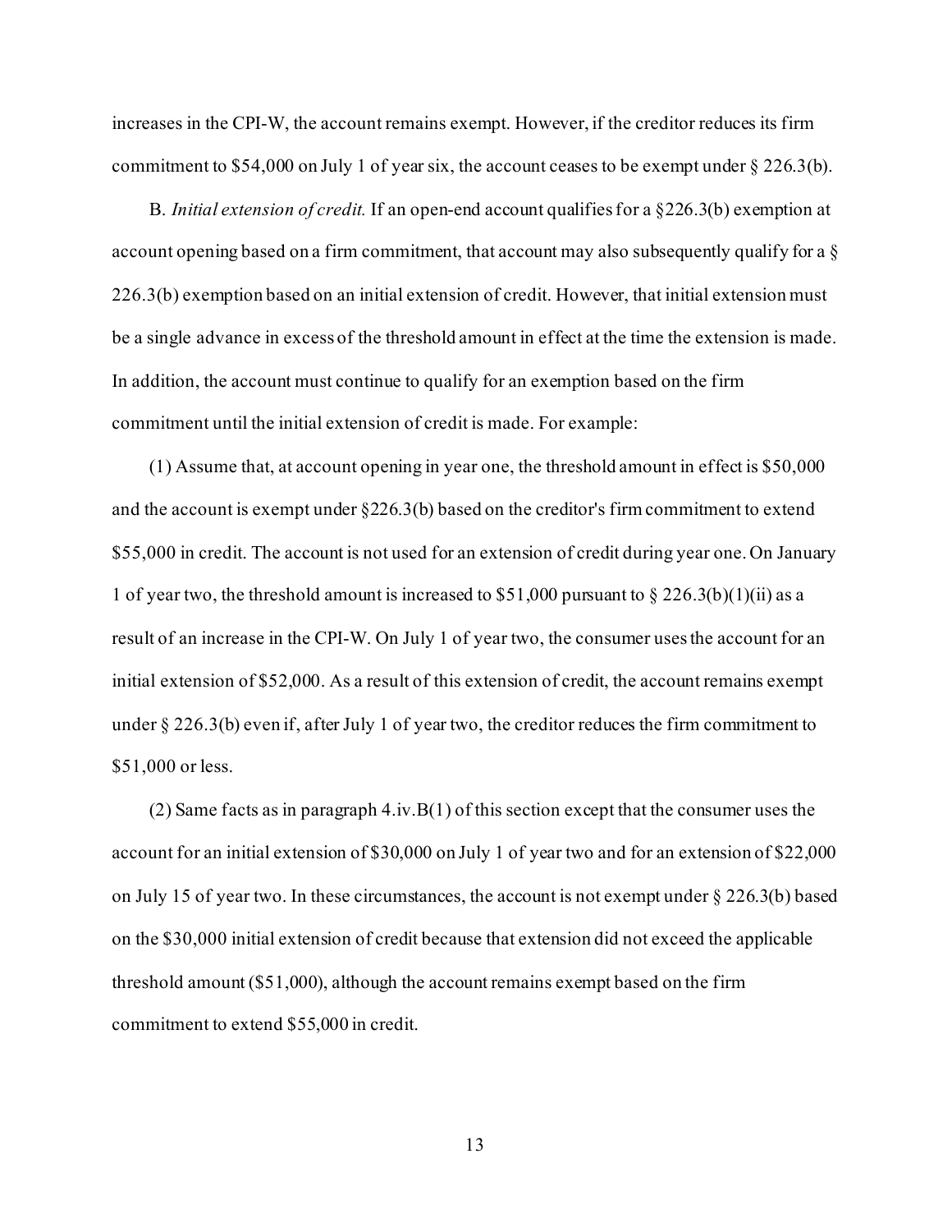increases in the CPI-W, the account remains exempt. However, if the creditor reduces its firm commitment to $54,000 on July 1 of year six, the account ceases to be exempt under § 226.3(b).

B. *Initial extension of credit.* If an open-end account qualifies for a §226.3(b) exemption at account opening based on a firm commitment, that account may also subsequently qualify for a § 226.3(b) exemption based on an initial extension of credit. However, that initial extension must be a single advance in excess of the threshold amount in effect at the time the extension is made. In addition, the account must continue to qualify for an exemption based on the firm commitment until the initial extension of credit is made. For example:

(1) Assume that, at account opening in year one, the threshold amount in effect is $50,000 and the account is exempt under §226.3(b) based on the creditor's firm commitment to extend $55,000 in credit. The account is not used for an extension of credit during year one. On January 1 of year two, the threshold amount is increased to $51,000 pursuant to § 226.3(b)(1)(ii) as a result of an increase in the CPI-W. On July 1 of year two, the consumer uses the account for an initial extension of $52,000. As a result of this extension of credit, the account remains exempt under § 226.3(b) even if, after July 1 of year two, the creditor reduces the firm commitment to $51,000 or less.

(2) Same facts as in paragraph 4.iv.B(1) of this section except that the consumer uses the account for an initial extension of $30,000 on July 1 of year two and for an extension of $22,000 on July 15 of year two. In these circumstances, the account is not exempt under § 226.3(b) based on the $30,000 initial extension of credit because that extension did not exceed the applicable threshold amount ($51,000), although the account remains exempt based on the firm commitment to extend $55,000 in credit.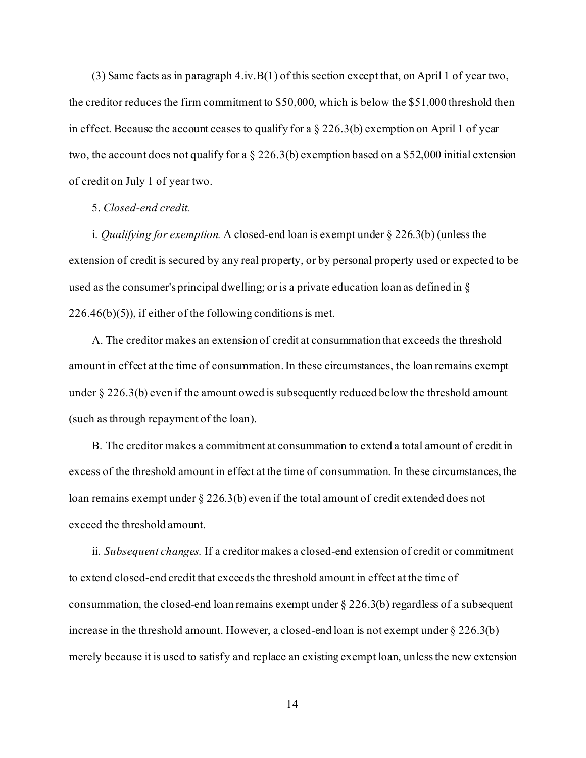(3) Same facts as in paragraph 4.iv.B(1) of this section except that, on April 1 of year two, the creditor reduces the firm commitment to $50,000, which is below the $51,000 threshold then in effect. Because the account ceases to qualify for a § 226.3(b) exemption on April 1 of year two, the account does not qualify for a § 226.3(b) exemption based on a $52,000 initial extension of credit on July 1 of year two.

5. *Closed-end credit.*

i. *Qualifying for exemption.* A closed-end loan is exempt under § 226.3(b) (unless the extension of credit is secured by any real property, or by personal property used or expected to be used as the consumer's principal dwelling; or is a private education loan as defined in § 226.46(b)(5)), if either of the following conditions is met.

A. The creditor makes an extension of credit at consummation that exceeds the threshold amount in effect at the time of consummation. In these circumstances, the loan remains exempt under § 226.3(b) even if the amount owed is subsequently reduced below the threshold amount (such as through repayment of the loan).

B. The creditor makes a commitment at consummation to extend a total amount of credit in excess of the threshold amount in effect at the time of consummation. In these circumstances, the loan remains exempt under § 226.3(b) even if the total amount of credit extended does not exceed the threshold amount.

ii. *Subsequent changes.* If a creditor makes a closed-end extension of credit or commitment to extend closed-end credit that exceeds the threshold amount in effect at the time of consummation, the closed-end loan remains exempt under § 226.3(b) regardless of a subsequent increase in the threshold amount. However, a closed-end loan is not exempt under § 226.3(b) merely because it is used to satisfy and replace an existing exempt loan, unless the new extension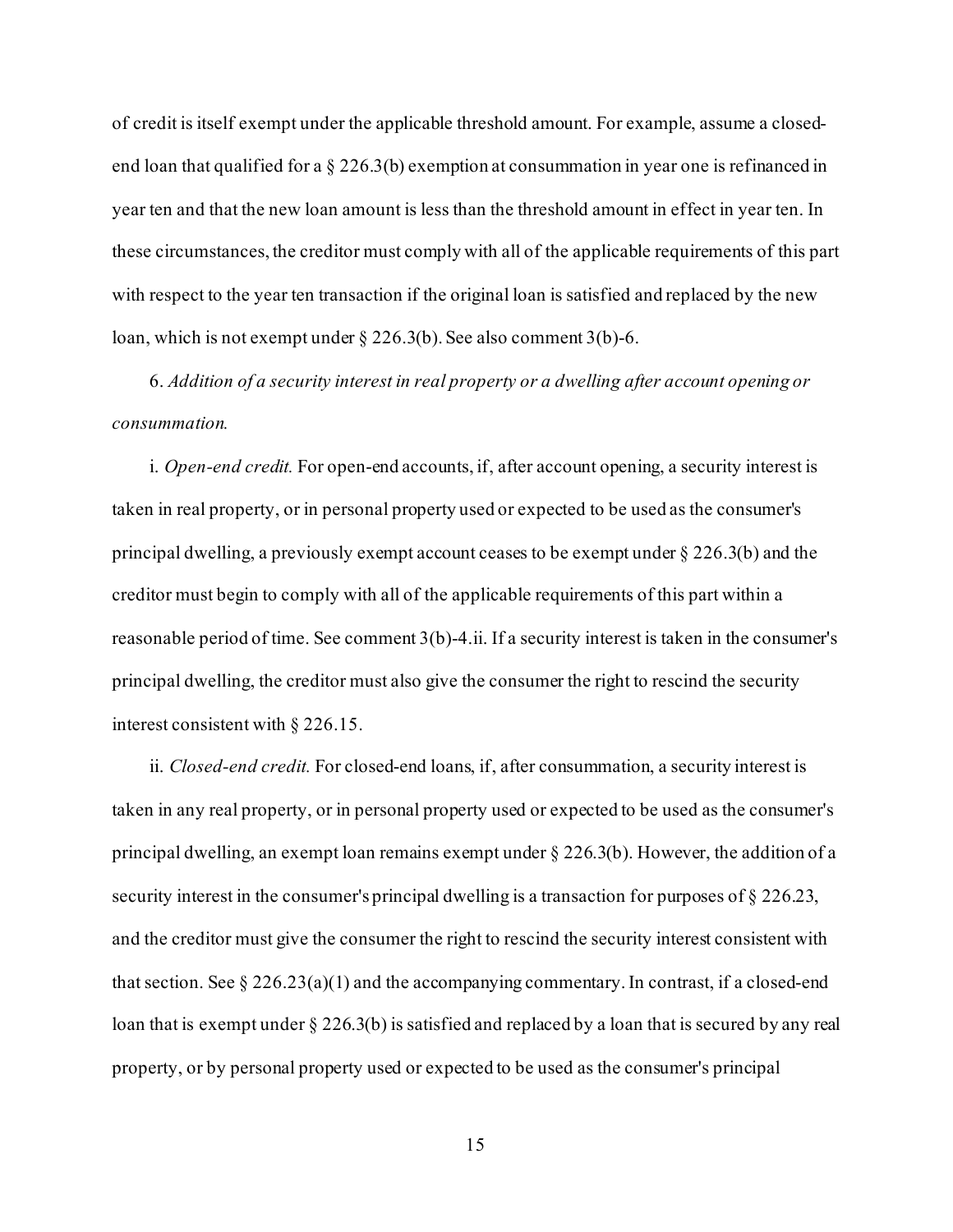of credit is itself exempt under the applicable threshold amount. For example, assume a closed-end loan that qualified for a § 226.3(b) exemption at consummation in year one is refinanced in year ten and that the new loan amount is less than the threshold amount in effect in year ten. In these circumstances, the creditor must comply with all of the applicable requirements of this part with respect to the year ten transaction if the original loan is satisfied and replaced by the new loan, which is not exempt under § 226.3(b). See also comment 3(b)-6.

6. *Addition of a security interest in real property or a dwelling after account opening or consummation.*

i. *Open-end credit.* For open-end accounts, if, after account opening, a security interest is taken in real property, or in personal property used or expected to be used as the consumer's principal dwelling, a previously exempt account ceases to be exempt under § 226.3(b) and the creditor must begin to comply with all of the applicable requirements of this part within a reasonable period of time. See comment 3(b)-4.ii. If a security interest is taken in the consumer's principal dwelling, the creditor must also give the consumer the right to rescind the security interest consistent with § 226.15.

ii. *Closed-end credit.* For closed-end loans, if, after consummation, a security interest is taken in any real property, or in personal property used or expected to be used as the consumer's principal dwelling, an exempt loan remains exempt under § 226.3(b). However, the addition of a security interest in the consumer's principal dwelling is a transaction for purposes of § 226.23, and the creditor must give the consumer the right to rescind the security interest consistent with that section. See § 226.23(a)(1) and the accompanying commentary. In contrast, if a closed-end loan that is exempt under § 226.3(b) is satisfied and replaced by a loan that is secured by any real property, or by personal property used or expected to be used as the consumer's principal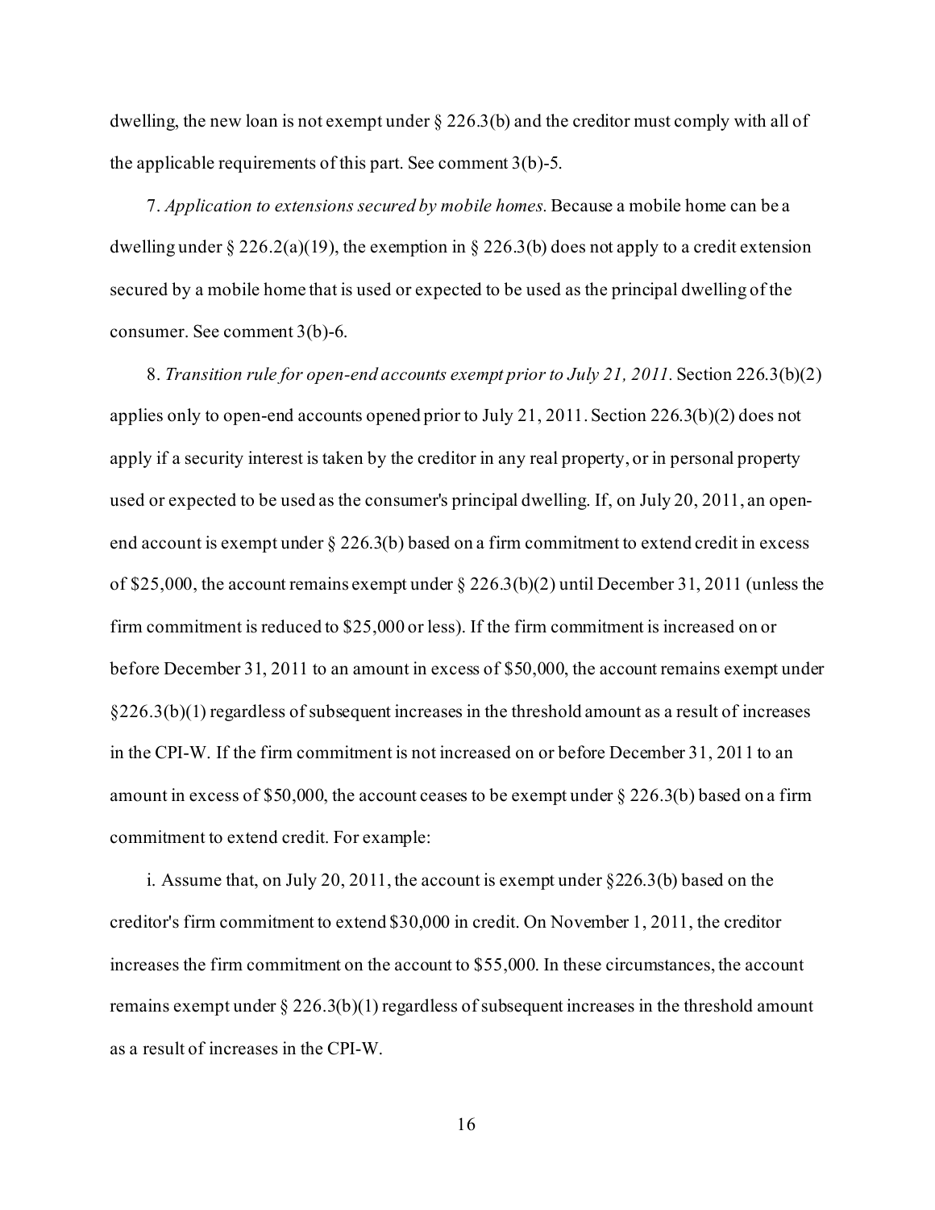dwelling, the new loan is not exempt under § 226.3(b) and the creditor must comply with all of the applicable requirements of this part. See comment 3(b)-5.

7. *Application to extensions secured by mobile homes.* Because a mobile home can be a dwelling under § 226.2(a)(19), the exemption in § 226.3(b) does not apply to a credit extension secured by a mobile home that is used or expected to be used as the principal dwelling of the consumer. See comment 3(b)-6.

8. *Transition rule for open-end accounts exempt prior to July 21, 2011.* Section 226.3(b)(2) applies only to open-end accounts opened prior to July 21, 2011. Section 226.3(b)(2) does not apply if a security interest is taken by the creditor in any real property, or in personal property used or expected to be used as the consumer's principal dwelling. If, on July 20, 2011, an open-end account is exempt under § 226.3(b) based on a firm commitment to extend credit in excess of $25,000, the account remains exempt under § 226.3(b)(2) until December 31, 2011 (unless the firm commitment is reduced to $25,000 or less). If the firm commitment is increased on or before December 31, 2011 to an amount in excess of $50,000, the account remains exempt under §226.3(b)(1) regardless of subsequent increases in the threshold amount as a result of increases in the CPI-W. If the firm commitment is not increased on or before December 31, 2011 to an amount in excess of $50,000, the account ceases to be exempt under § 226.3(b) based on a firm commitment to extend credit. For example:

i. Assume that, on July 20, 2011, the account is exempt under §226.3(b) based on the creditor's firm commitment to extend $30,000 in credit. On November 1, 2011, the creditor increases the firm commitment on the account to $55,000. In these circumstances, the account remains exempt under § 226.3(b)(1) regardless of subsequent increases in the threshold amount as a result of increases in the CPI-W.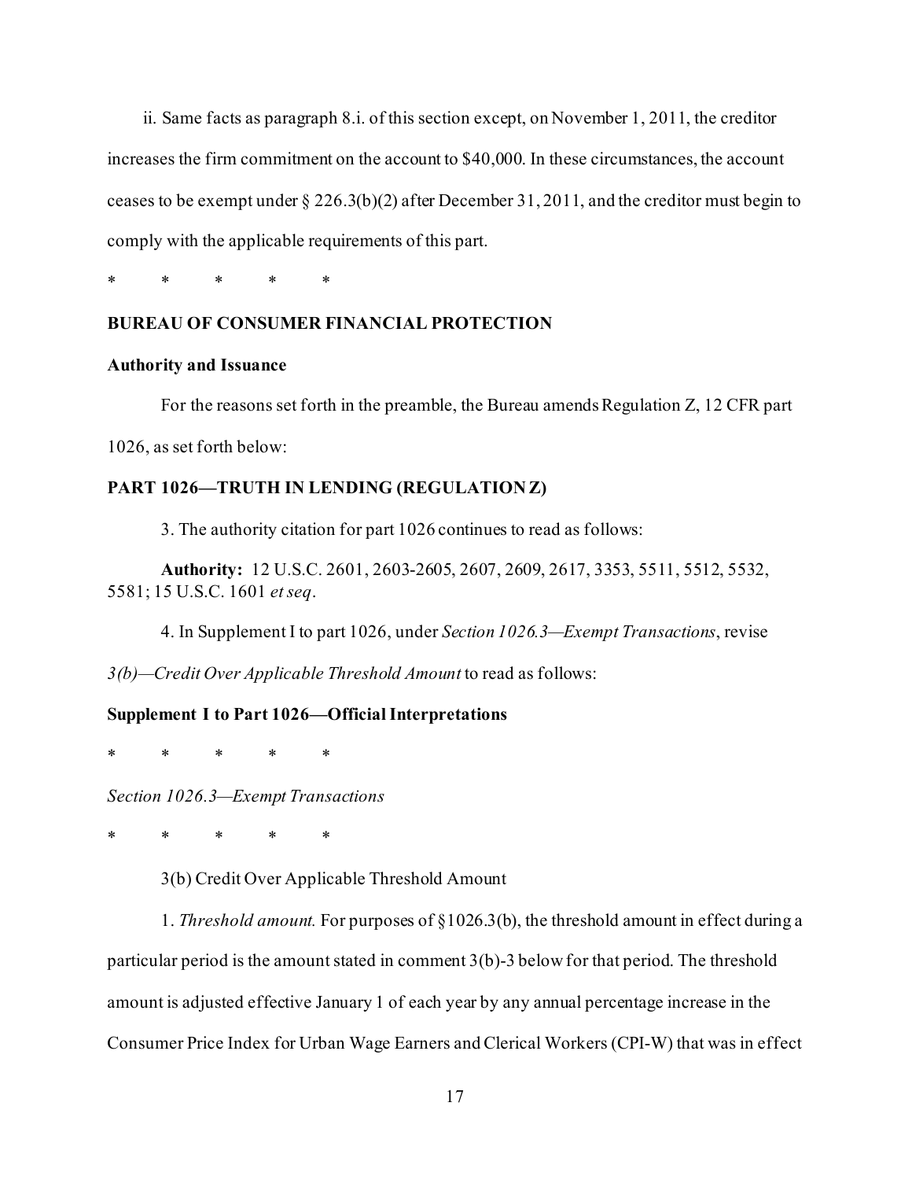ii. Same facts as paragraph 8.i. of this section except, on November 1, 2011, the creditor increases the firm commitment on the account to $40,000. In these circumstances, the account ceases to be exempt under § 226.3(b)(2) after December 31, 2011, and the creditor must begin to comply with the applicable requirements of this part.

\*     \*     \*     \*     \*

**BUREAU OF CONSUMER FINANCIAL PROTECTION**

**Authority and Issuance**

For the reasons set forth in the preamble, the Bureau amends Regulation Z, 12 CFR part 1026, as set forth below:

**PART 1026—TRUTH IN LENDING (REGULATION Z)**

3. The authority citation for part 1026 continues to read as follows:

**Authority:** 12 U.S.C. 2601, 2603-2605, 2607, 2609, 2617, 3353, 5511, 5512, 5532, 5581; 15 U.S.C. 1601 *et seq*.

4. In Supplement I to part 1026, under *Section 1026.3—Exempt Transactions*, revise *3(b)—Credit Over Applicable Threshold Amount* to read as follows:

**Supplement I to Part 1026—Official Interpretations**

\*     \*     \*     \*     \*

*Section 1026.3—Exempt Transactions*

\*     \*     \*     \*     \*

3(b) Credit Over Applicable Threshold Amount

1. *Threshold amount.* For purposes of §1026.3(b), the threshold amount in effect during a particular period is the amount stated in comment 3(b)-3 below for that period. The threshold amount is adjusted effective January 1 of each year by any annual percentage increase in the Consumer Price Index for Urban Wage Earners and Clerical Workers (CPI-W) that was in effect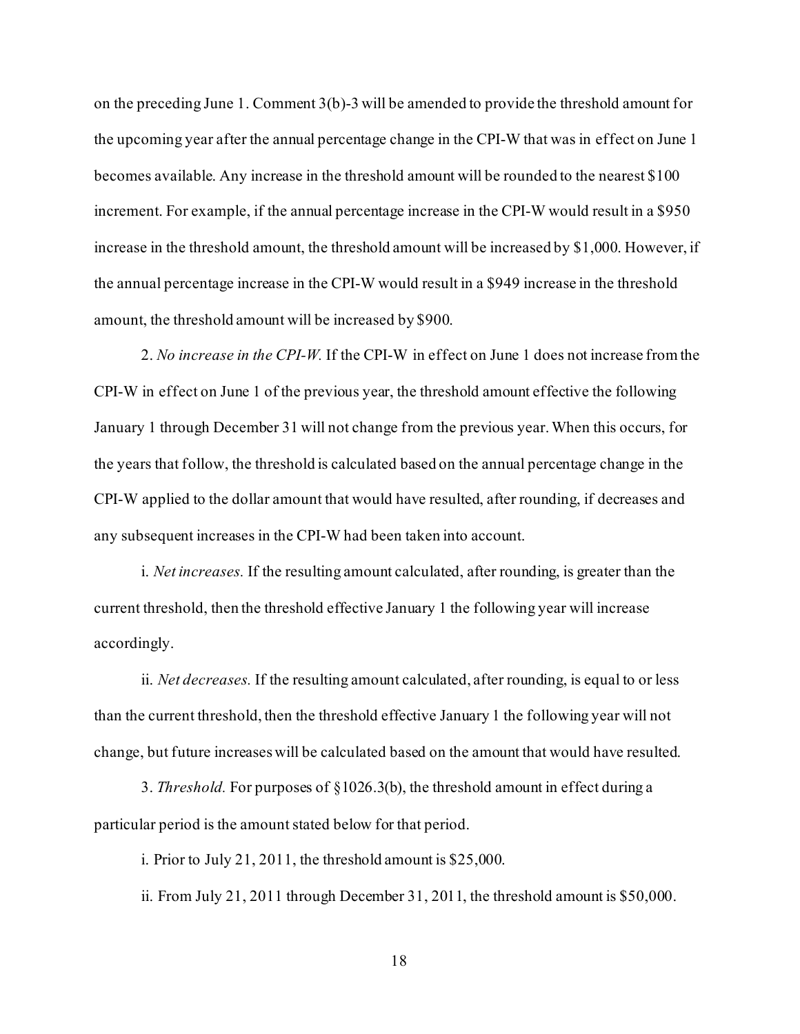on the preceding June 1. Comment 3(b)-3 will be amended to provide the threshold amount for the upcoming year after the annual percentage change in the CPI-W that was in effect on June 1 becomes available. Any increase in the threshold amount will be rounded to the nearest $100 increment. For example, if the annual percentage increase in the CPI-W would result in a $950 increase in the threshold amount, the threshold amount will be increased by $1,000. However, if the annual percentage increase in the CPI-W would result in a $949 increase in the threshold amount, the threshold amount will be increased by $900.

2. *No increase in the CPI-W.* If the CPI-W in effect on June 1 does not increase from the CPI-W in effect on June 1 of the previous year, the threshold amount effective the following January 1 through December 31 will not change from the previous year. When this occurs, for the years that follow, the threshold is calculated based on the annual percentage change in the CPI-W applied to the dollar amount that would have resulted, after rounding, if decreases and any subsequent increases in the CPI-W had been taken into account.

i. *Net increases.* If the resulting amount calculated, after rounding, is greater than the current threshold, then the threshold effective January 1 the following year will increase accordingly.

ii. *Net decreases.* If the resulting amount calculated, after rounding, is equal to or less than the current threshold, then the threshold effective January 1 the following year will not change, but future increases will be calculated based on the amount that would have resulted.

3. *Threshold.* For purposes of §1026.3(b), the threshold amount in effect during a particular period is the amount stated below for that period.

i. Prior to July 21, 2011, the threshold amount is $25,000.

ii. From July 21, 2011 through December 31, 2011, the threshold amount is $50,000.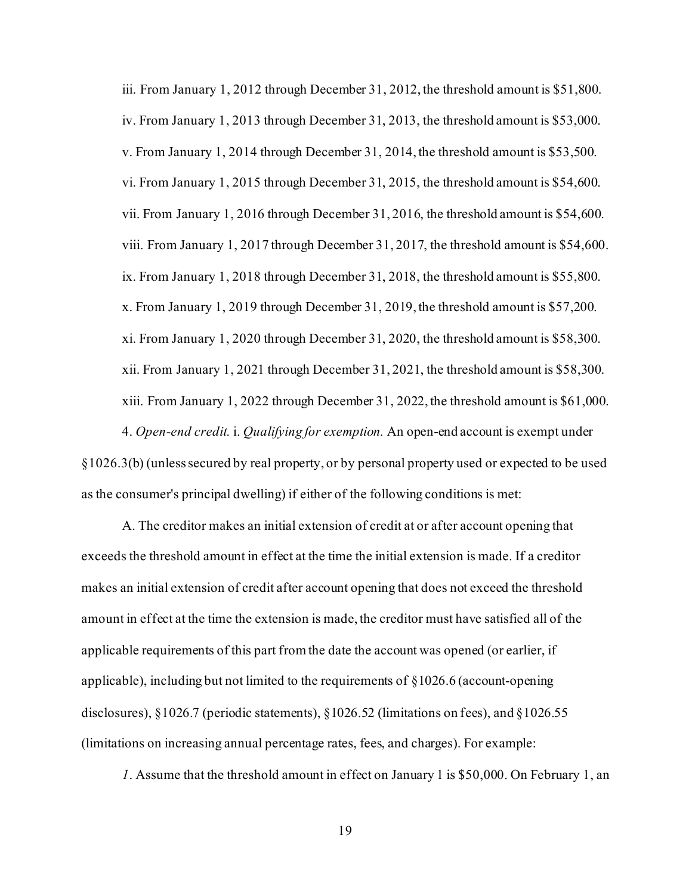iii. From January 1, 2012 through December 31, 2012, the threshold amount is $51,800.

iv. From January 1, 2013 through December 31, 2013, the threshold amount is $53,000.

v. From January 1, 2014 through December 31, 2014, the threshold amount is $53,500.

vi. From January 1, 2015 through December 31, 2015, the threshold amount is $54,600.

vii. From January 1, 2016 through December 31, 2016, the threshold amount is $54,600.

viii. From January 1, 2017 through December 31, 2017, the threshold amount is $54,600.

ix. From January 1, 2018 through December 31, 2018, the threshold amount is $55,800.

x. From January 1, 2019 through December 31, 2019, the threshold amount is $57,200.

xi. From January 1, 2020 through December 31, 2020, the threshold amount is $58,300.

xii. From January 1, 2021 through December 31, 2021, the threshold amount is $58,300.

xiii. From January 1, 2022 through December 31, 2022, the threshold amount is $61,000.

4. *Open-end credit.* i. *Qualifying for exemption.* An open-end account is exempt under §1026.3(b) (unless secured by real property, or by personal property used or expected to be used as the consumer's principal dwelling) if either of the following conditions is met:

A. The creditor makes an initial extension of credit at or after account opening that exceeds the threshold amount in effect at the time the initial extension is made. If a creditor makes an initial extension of credit after account opening that does not exceed the threshold amount in effect at the time the extension is made, the creditor must have satisfied all of the applicable requirements of this part from the date the account was opened (or earlier, if applicable), including but not limited to the requirements of §1026.6 (account-opening disclosures), §1026.7 (periodic statements), §1026.52 (limitations on fees), and §1026.55 (limitations on increasing annual percentage rates, fees, and charges). For example:

*1*. Assume that the threshold amount in effect on January 1 is $50,000. On February 1, an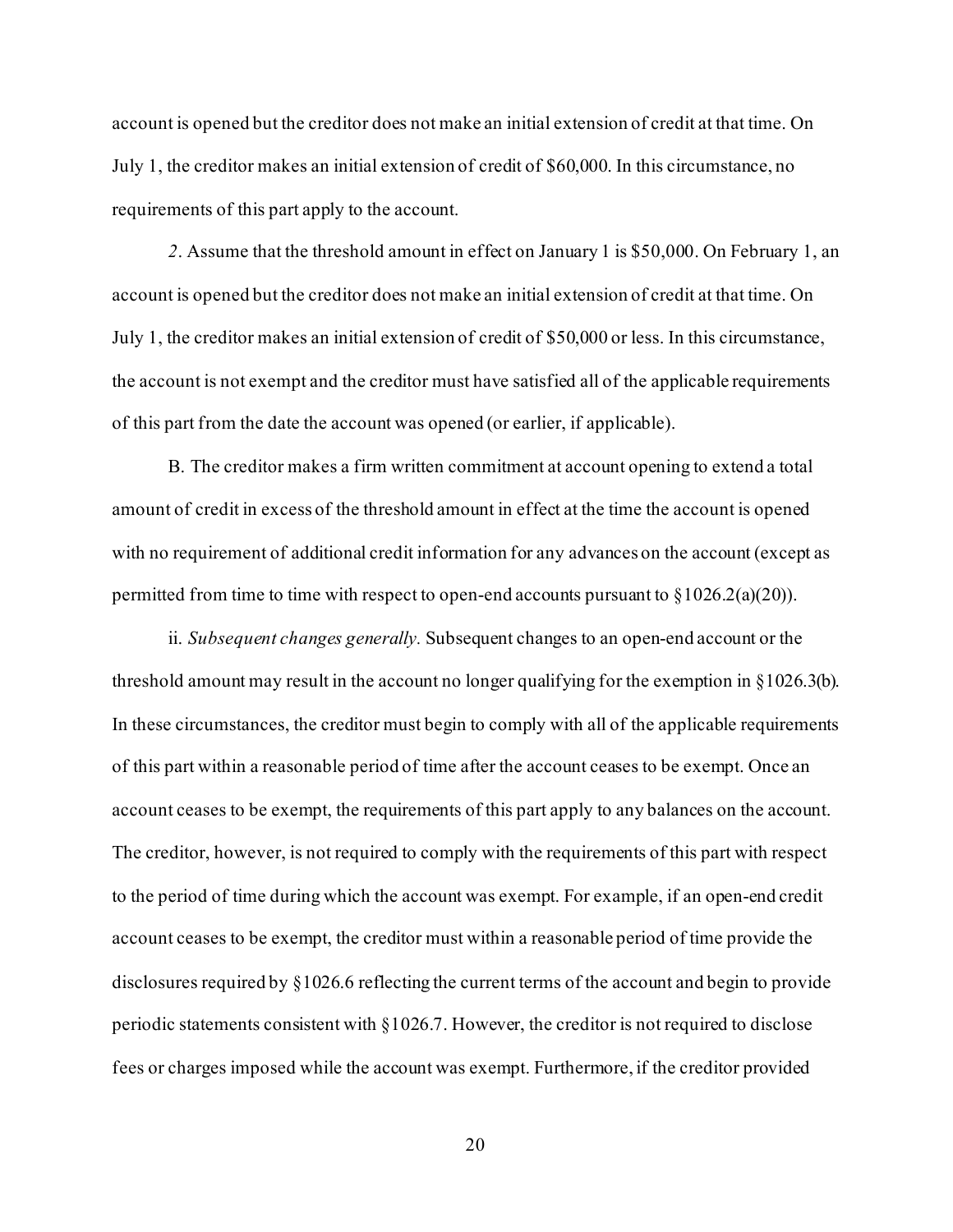account is opened but the creditor does not make an initial extension of credit at that time. On July 1, the creditor makes an initial extension of credit of $60,000. In this circumstance, no requirements of this part apply to the account.

*2*. Assume that the threshold amount in effect on January 1 is $50,000. On February 1, an account is opened but the creditor does not make an initial extension of credit at that time. On July 1, the creditor makes an initial extension of credit of $50,000 or less. In this circumstance, the account is not exempt and the creditor must have satisfied all of the applicable requirements of this part from the date the account was opened (or earlier, if applicable).

B. The creditor makes a firm written commitment at account opening to extend a total amount of credit in excess of the threshold amount in effect at the time the account is opened with no requirement of additional credit information for any advances on the account (except as permitted from time to time with respect to open-end accounts pursuant to §1026.2(a)(20)).

ii. *Subsequent changes generally.* Subsequent changes to an open-end account or the threshold amount may result in the account no longer qualifying for the exemption in §1026.3(b). In these circumstances, the creditor must begin to comply with all of the applicable requirements of this part within a reasonable period of time after the account ceases to be exempt. Once an account ceases to be exempt, the requirements of this part apply to any balances on the account. The creditor, however, is not required to comply with the requirements of this part with respect to the period of time during which the account was exempt. For example, if an open-end credit account ceases to be exempt, the creditor must within a reasonable period of time provide the disclosures required by §1026.6 reflecting the current terms of the account and begin to provide periodic statements consistent with §1026.7. However, the creditor is not required to disclose fees or charges imposed while the account was exempt. Furthermore, if the creditor provided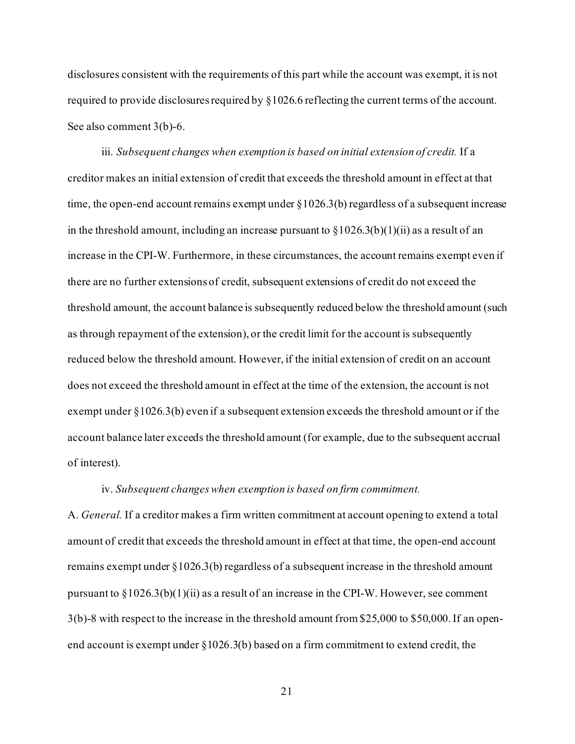disclosures consistent with the requirements of this part while the account was exempt, it is not required to provide disclosures required by §1026.6 reflecting the current terms of the account. See also comment 3(b)-6.

iii. *Subsequent changes when exemption is based on initial extension of credit.* If a creditor makes an initial extension of credit that exceeds the threshold amount in effect at that time, the open-end account remains exempt under §1026.3(b) regardless of a subsequent increase in the threshold amount, including an increase pursuant to §1026.3(b)(1)(ii) as a result of an increase in the CPI-W. Furthermore, in these circumstances, the account remains exempt even if there are no further extensions of credit, subsequent extensions of credit do not exceed the threshold amount, the account balance is subsequently reduced below the threshold amount (such as through repayment of the extension), or the credit limit for the account is subsequently reduced below the threshold amount. However, if the initial extension of credit on an account does not exceed the threshold amount in effect at the time of the extension, the account is not exempt under §1026.3(b) even if a subsequent extension exceeds the threshold amount or if the account balance later exceeds the threshold amount (for example, due to the subsequent accrual of interest).

iv. *Subsequent changes when exemption is based on firm commitment.*

A. *General.* If a creditor makes a firm written commitment at account opening to extend a total amount of credit that exceeds the threshold amount in effect at that time, the open-end account remains exempt under §1026.3(b) regardless of a subsequent increase in the threshold amount pursuant to §1026.3(b)(1)(ii) as a result of an increase in the CPI-W. However, see comment 3(b)-8 with respect to the increase in the threshold amount from \$25,000 to \$50,000. If an open-end account is exempt under §1026.3(b) based on a firm commitment to extend credit, the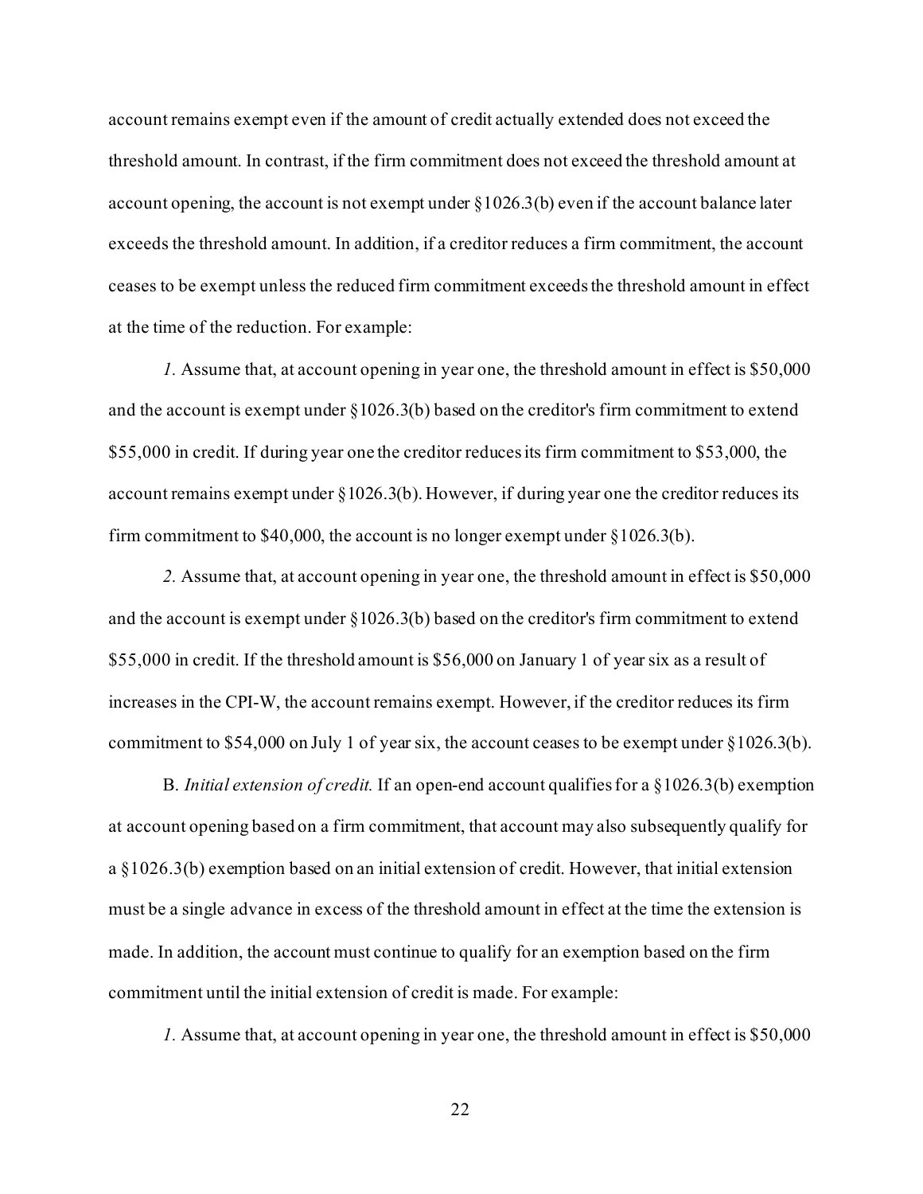account remains exempt even if the amount of credit actually extended does not exceed the threshold amount. In contrast, if the firm commitment does not exceed the threshold amount at account opening, the account is not exempt under §1026.3(b) even if the account balance later exceeds the threshold amount. In addition, if a creditor reduces a firm commitment, the account ceases to be exempt unless the reduced firm commitment exceeds the threshold amount in effect at the time of the reduction. For example:

*1.* Assume that, at account opening in year one, the threshold amount in effect is $50,000 and the account is exempt under §1026.3(b) based on the creditor's firm commitment to extend $55,000 in credit. If during year one the creditor reduces its firm commitment to $53,000, the account remains exempt under §1026.3(b). However, if during year one the creditor reduces its firm commitment to $40,000, the account is no longer exempt under §1026.3(b).

*2.* Assume that, at account opening in year one, the threshold amount in effect is $50,000 and the account is exempt under §1026.3(b) based on the creditor's firm commitment to extend $55,000 in credit. If the threshold amount is $56,000 on January 1 of year six as a result of increases in the CPI-W, the account remains exempt. However, if the creditor reduces its firm commitment to $54,000 on July 1 of year six, the account ceases to be exempt under §1026.3(b).

B. *Initial extension of credit.* If an open-end account qualifies for a §1026.3(b) exemption at account opening based on a firm commitment, that account may also subsequently qualify for a §1026.3(b) exemption based on an initial extension of credit. However, that initial extension must be a single advance in excess of the threshold amount in effect at the time the extension is made. In addition, the account must continue to qualify for an exemption based on the firm commitment until the initial extension of credit is made. For example:

*1.* Assume that, at account opening in year one, the threshold amount in effect is $50,000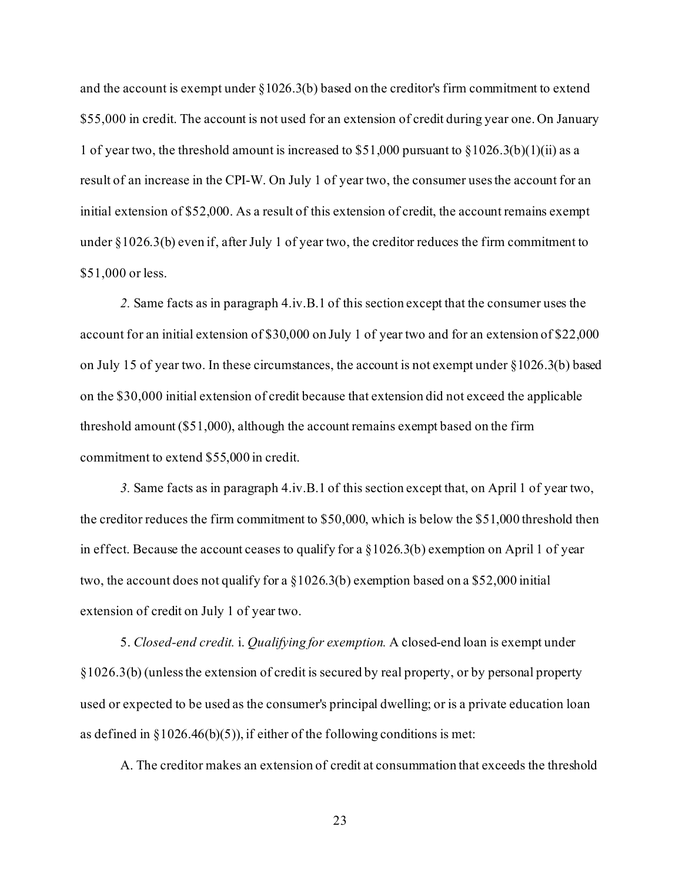and the account is exempt under §1026.3(b) based on the creditor's firm commitment to extend $55,000 in credit. The account is not used for an extension of credit during year one. On January 1 of year two, the threshold amount is increased to $51,000 pursuant to §1026.3(b)(1)(ii) as a result of an increase in the CPI-W. On July 1 of year two, the consumer uses the account for an initial extension of $52,000. As a result of this extension of credit, the account remains exempt under §1026.3(b) even if, after July 1 of year two, the creditor reduces the firm commitment to $51,000 or less.

*2.* Same facts as in paragraph 4.iv.B.1 of this section except that the consumer uses the account for an initial extension of $30,000 on July 1 of year two and for an extension of $22,000 on July 15 of year two. In these circumstances, the account is not exempt under §1026.3(b) based on the $30,000 initial extension of credit because that extension did not exceed the applicable threshold amount ($51,000), although the account remains exempt based on the firm commitment to extend $55,000 in credit.

*3.* Same facts as in paragraph 4.iv.B.1 of this section except that, on April 1 of year two, the creditor reduces the firm commitment to $50,000, which is below the $51,000 threshold then in effect. Because the account ceases to qualify for a §1026.3(b) exemption on April 1 of year two, the account does not qualify for a §1026.3(b) exemption based on a $52,000 initial extension of credit on July 1 of year two.

5. *Closed-end credit.* i. *Qualifying for exemption.* A closed-end loan is exempt under §1026.3(b) (unless the extension of credit is secured by real property, or by personal property used or expected to be used as the consumer's principal dwelling; or is a private education loan as defined in §1026.46(b)(5)), if either of the following conditions is met:

A. The creditor makes an extension of credit at consummation that exceeds the threshold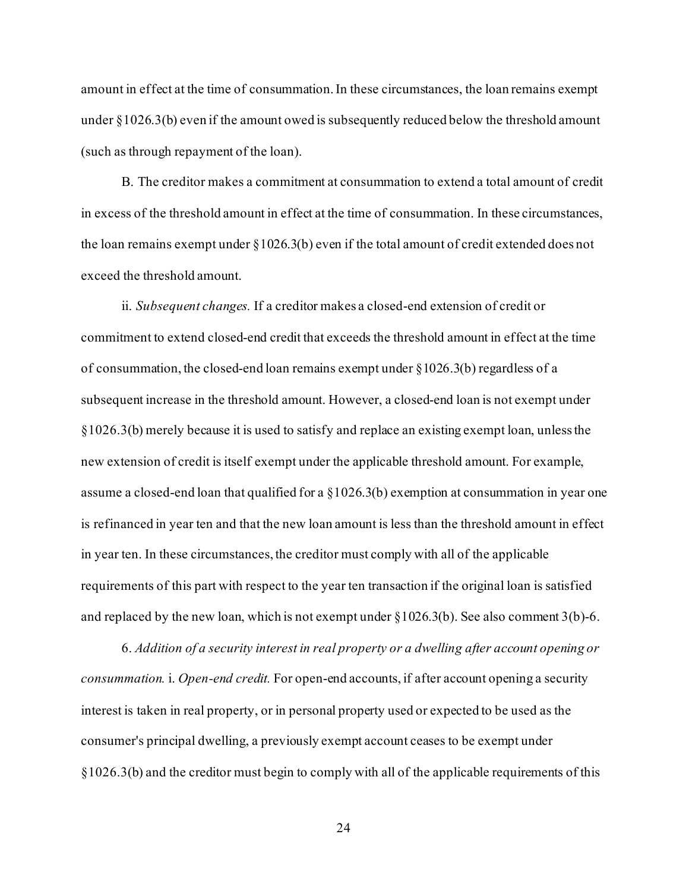amount in effect at the time of consummation. In these circumstances, the loan remains exempt under §1026.3(b) even if the amount owed is subsequently reduced below the threshold amount (such as through repayment of the loan).

B. The creditor makes a commitment at consummation to extend a total amount of credit in excess of the threshold amount in effect at the time of consummation. In these circumstances, the loan remains exempt under §1026.3(b) even if the total amount of credit extended does not exceed the threshold amount.

ii. *Subsequent changes.* If a creditor makes a closed-end extension of credit or commitment to extend closed-end credit that exceeds the threshold amount in effect at the time of consummation, the closed-end loan remains exempt under §1026.3(b) regardless of a subsequent increase in the threshold amount. However, a closed-end loan is not exempt under §1026.3(b) merely because it is used to satisfy and replace an existing exempt loan, unless the new extension of credit is itself exempt under the applicable threshold amount. For example, assume a closed-end loan that qualified for a §1026.3(b) exemption at consummation in year one is refinanced in year ten and that the new loan amount is less than the threshold amount in effect in year ten. In these circumstances, the creditor must comply with all of the applicable requirements of this part with respect to the year ten transaction if the original loan is satisfied and replaced by the new loan, which is not exempt under §1026.3(b). See also comment 3(b)-6.

6. *Addition of a security interest in real property or a dwelling after account opening or consummation.* i. *Open-end credit.* For open-end accounts, if after account opening a security interest is taken in real property, or in personal property used or expected to be used as the consumer's principal dwelling, a previously exempt account ceases to be exempt under §1026.3(b) and the creditor must begin to comply with all of the applicable requirements of this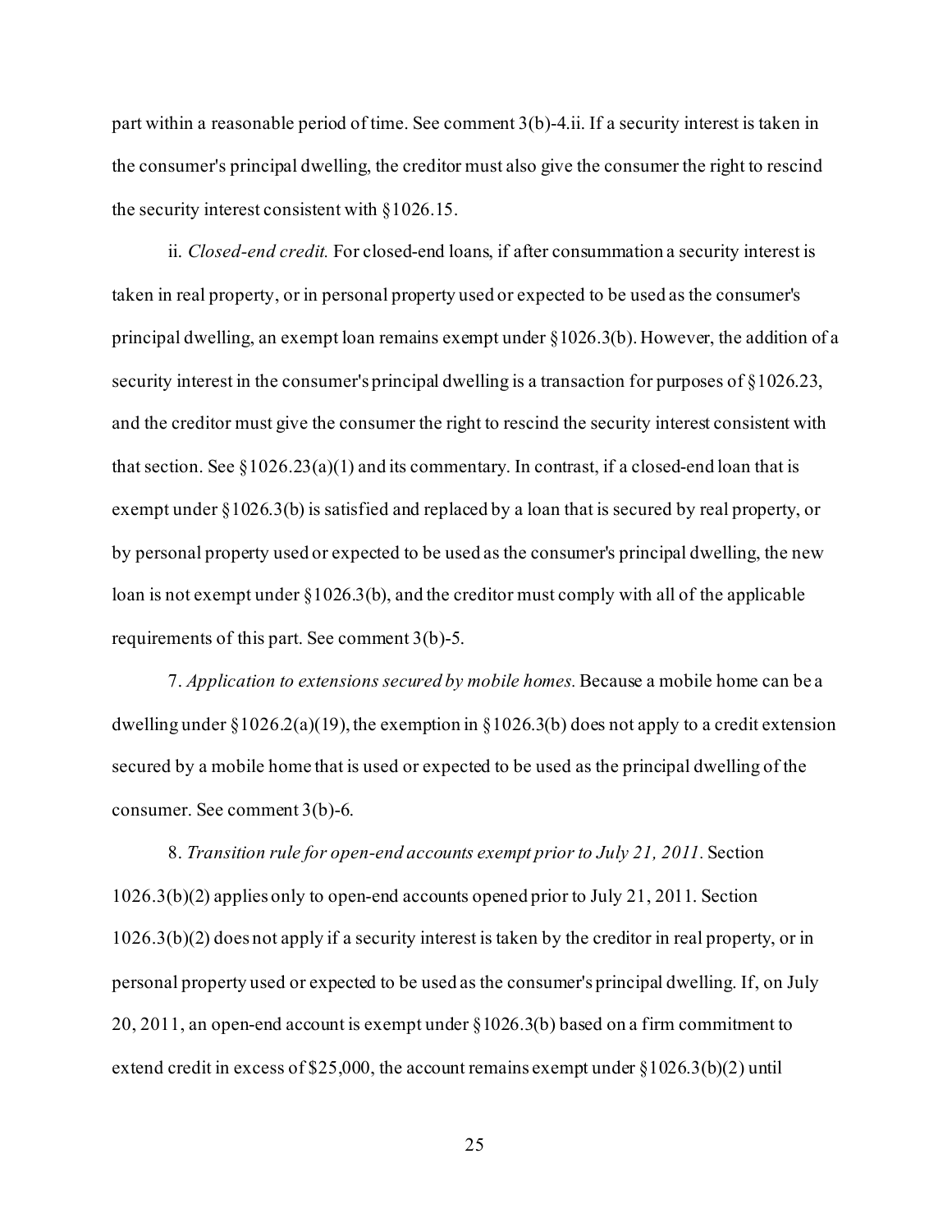part within a reasonable period of time. See comment 3(b)-4.ii. If a security interest is taken in the consumer's principal dwelling, the creditor must also give the consumer the right to rescind the security interest consistent with §1026.15.

ii. *Closed-end credit.* For closed-end loans, if after consummation a security interest is taken in real property, or in personal property used or expected to be used as the consumer's principal dwelling, an exempt loan remains exempt under §1026.3(b). However, the addition of a security interest in the consumer's principal dwelling is a transaction for purposes of §1026.23, and the creditor must give the consumer the right to rescind the security interest consistent with that section. See §1026.23(a)(1) and its commentary. In contrast, if a closed-end loan that is exempt under §1026.3(b) is satisfied and replaced by a loan that is secured by real property, or by personal property used or expected to be used as the consumer's principal dwelling, the new loan is not exempt under §1026.3(b), and the creditor must comply with all of the applicable requirements of this part. See comment 3(b)-5.

7. *Application to extensions secured by mobile homes.* Because a mobile home can be a dwelling under §1026.2(a)(19), the exemption in §1026.3(b) does not apply to a credit extension secured by a mobile home that is used or expected to be used as the principal dwelling of the consumer. See comment 3(b)-6.

8. *Transition rule for open-end accounts exempt prior to July 21, 2011.* Section 1026.3(b)(2) applies only to open-end accounts opened prior to July 21, 2011. Section 1026.3(b)(2) does not apply if a security interest is taken by the creditor in real property, or in personal property used or expected to be used as the consumer's principal dwelling. If, on July 20, 2011, an open-end account is exempt under §1026.3(b) based on a firm commitment to extend credit in excess of $25,000, the account remains exempt under §1026.3(b)(2) until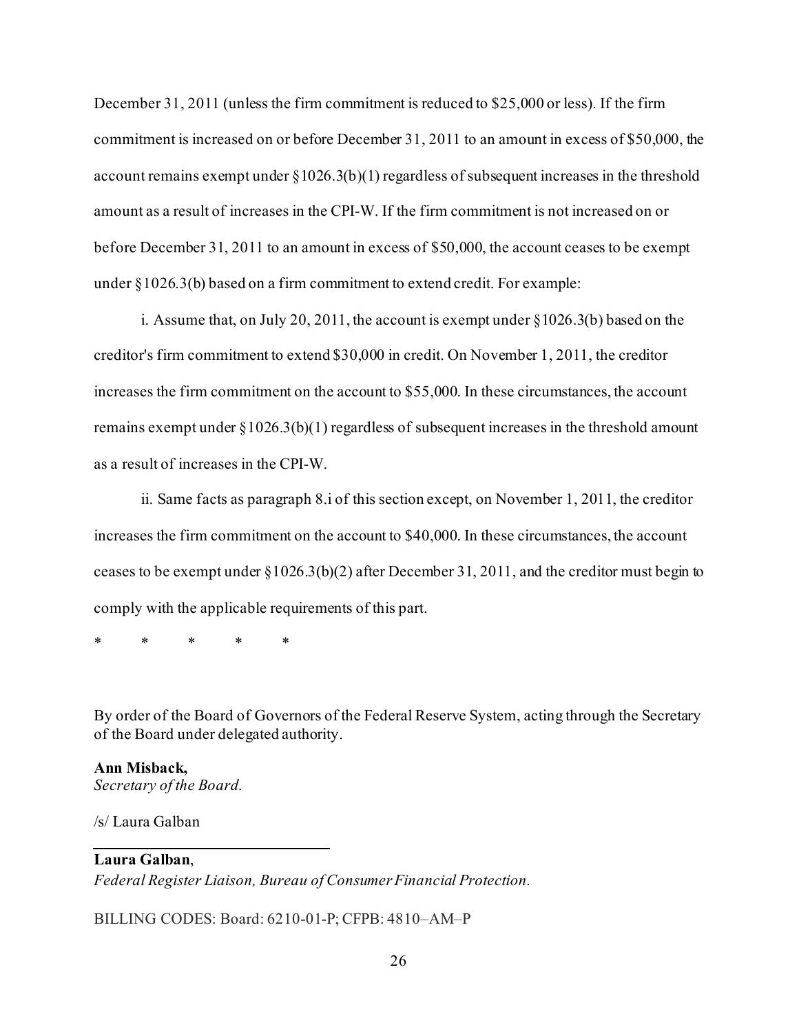December 31, 2011 (unless the firm commitment is reduced to $25,000 or less). If the firm commitment is increased on or before December 31, 2011 to an amount in excess of $50,000, the account remains exempt under §1026.3(b)(1) regardless of subsequent increases in the threshold amount as a result of increases in the CPI-W. If the firm commitment is not increased on or before December 31, 2011 to an amount in excess of $50,000, the account ceases to be exempt under §1026.3(b) based on a firm commitment to extend credit. For example:

i. Assume that, on July 20, 2011, the account is exempt under §1026.3(b) based on the creditor's firm commitment to extend $30,000 in credit. On November 1, 2011, the creditor increases the firm commitment on the account to $55,000. In these circumstances, the account remains exempt under §1026.3(b)(1) regardless of subsequent increases in the threshold amount as a result of increases in the CPI-W.

ii. Same facts as paragraph 8.i of this section except, on November 1, 2011, the creditor increases the firm commitment on the account to $40,000. In these circumstances, the account ceases to be exempt under §1026.3(b)(2) after December 31, 2011, and the creditor must begin to comply with the applicable requirements of this part.

\* \* \* \* \*

By order of the Board of Governors of the Federal Reserve System, acting through the Secretary of the Board under delegated authority.

**Ann Misback,**
*Secretary of the Board.*

/s/ Laura Galban

**Laura Galban**,
*Federal Register Liaison, Bureau of Consumer Financial Protection.*

BILLING CODES: Board: 6210-01-P; CFPB: 4810–AM–P